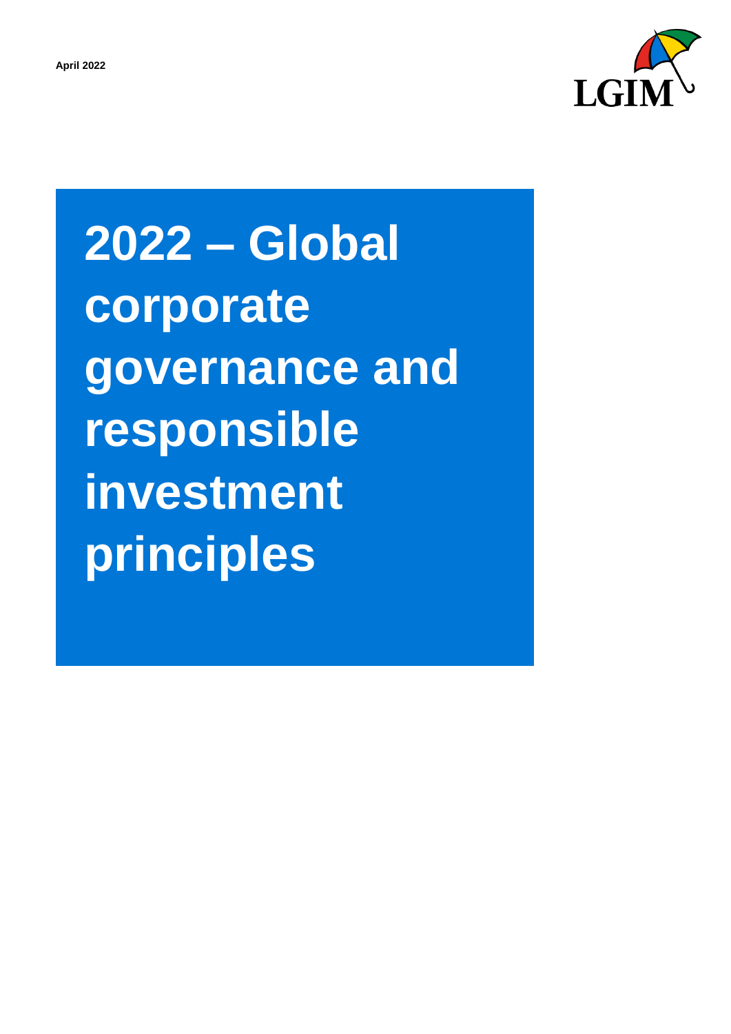April 2022

LGIM

# 2022 – Global corporate governance and responsible investment principles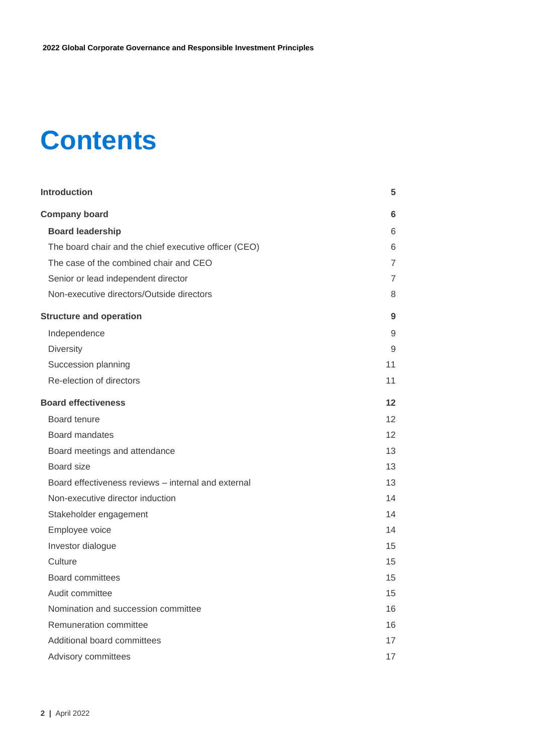# Contents

| | |
|---|---|
| **Introduction** | **5** |
| **Company board** | **6** |
| **Board leadership** | 6 |
| The board chair and the chief executive officer (CEO) | 6 |
| The case of the combined chair and CEO | 7 |
| Senior or lead independent director | 7 |
| Non-executive directors/Outside directors | 8 |
| **Structure and operation** | **9** |
| Independence | 9 |
| Diversity | 9 |
| Succession planning | 11 |
| Re-election of directors | 11 |
| **Board effectiveness** | **12** |
| Board tenure | 12 |
| Board mandates | 12 |
| Board meetings and attendance | 13 |
| Board size | 13 |
| Board effectiveness reviews – internal and external | 13 |
| Non-executive director induction | 14 |
| Stakeholder engagement | 14 |
| Employee voice | 14 |
| Investor dialogue | 15 |
| Culture | 15 |
| Board committees | 15 |
| Audit committee | 15 |
| Nomination and succession committee | 16 |
| Remuneration committee | 16 |
| Additional board committees | 17 |
| Advisory committees | 17 |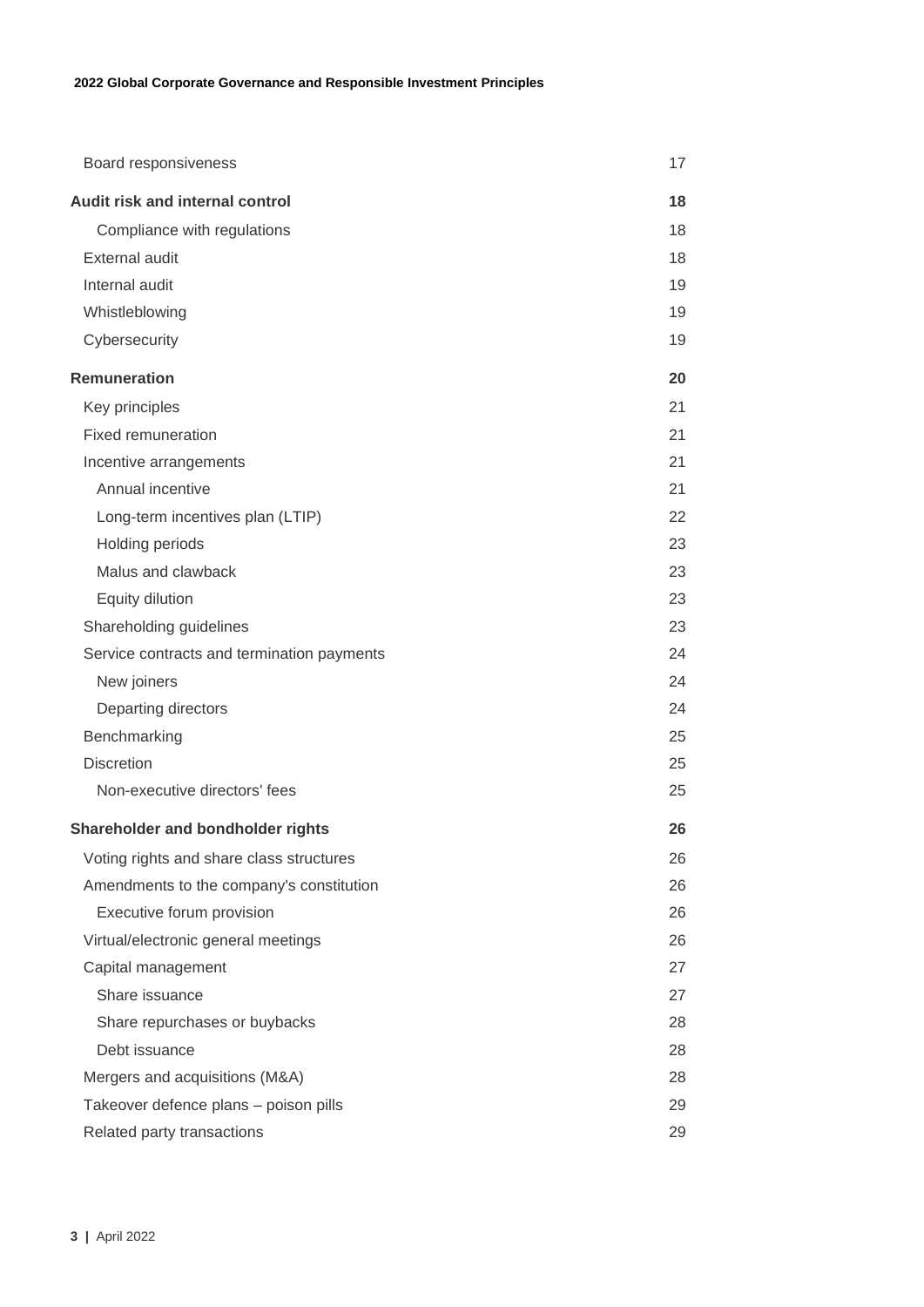| | |
|---|---|
| Board responsiveness | 17 |
| **Audit risk and internal control** | **18** |
| Compliance with regulations | 18 |
| External audit | 18 |
| Internal audit | 19 |
| Whistleblowing | 19 |
| Cybersecurity | 19 |
| **Remuneration** | **20** |
| Key principles | 21 |
| Fixed remuneration | 21 |
| Incentive arrangements | 21 |
| Annual incentive | 21 |
| Long-term incentives plan (LTIP) | 22 |
| Holding periods | 23 |
| Malus and clawback | 23 |
| Equity dilution | 23 |
| Shareholding guidelines | 23 |
| Service contracts and termination payments | 24 |
| New joiners | 24 |
| Departing directors | 24 |
| Benchmarking | 25 |
| Discretion | 25 |
| Non-executive directors' fees | 25 |
| **Shareholder and bondholder rights** | **26** |
| Voting rights and share class structures | 26 |
| Amendments to the company's constitution | 26 |
| Executive forum provision | 26 |
| Virtual/electronic general meetings | 26 |
| Capital management | 27 |
| Share issuance | 27 |
| Share repurchases or buybacks | 28 |
| Debt issuance | 28 |
| Mergers and acquisitions (M&A) | 28 |
| Takeover defence plans – poison pills | 29 |
| Related party transactions | 29 |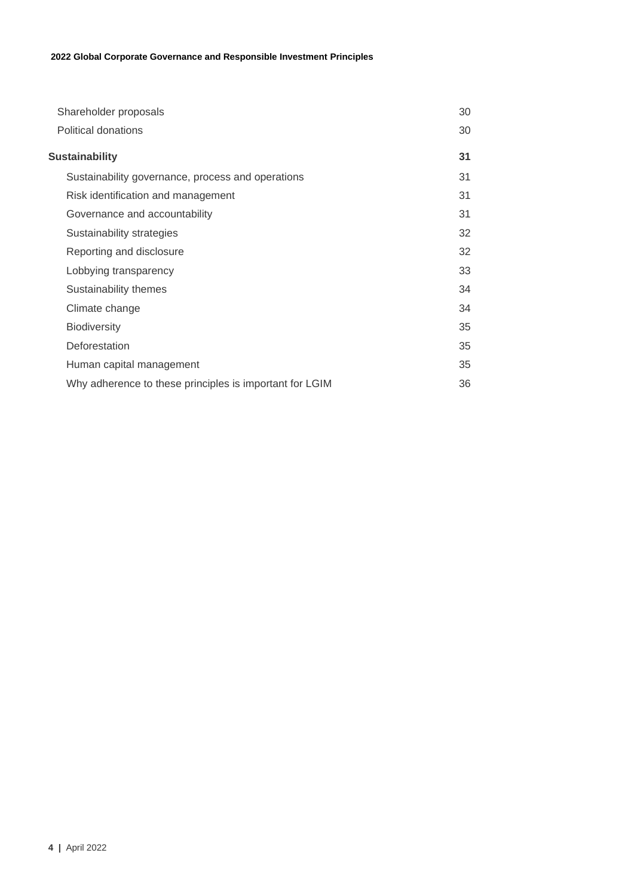| | |
|---|---|
| Shareholder proposals | 30 |
| Political donations | 30 |
| **Sustainability** | **31** |
| Sustainability governance, process and operations | 31 |
| Risk identification and management | 31 |
| Governance and accountability | 31 |
| Sustainability strategies | 32 |
| Reporting and disclosure | 32 |
| Lobbying transparency | 33 |
| Sustainability themes | 34 |
| Climate change | 34 |
| Biodiversity | 35 |
| Deforestation | 35 |
| Human capital management | 35 |
| Why adherence to these principles is important for LGIM | 36 |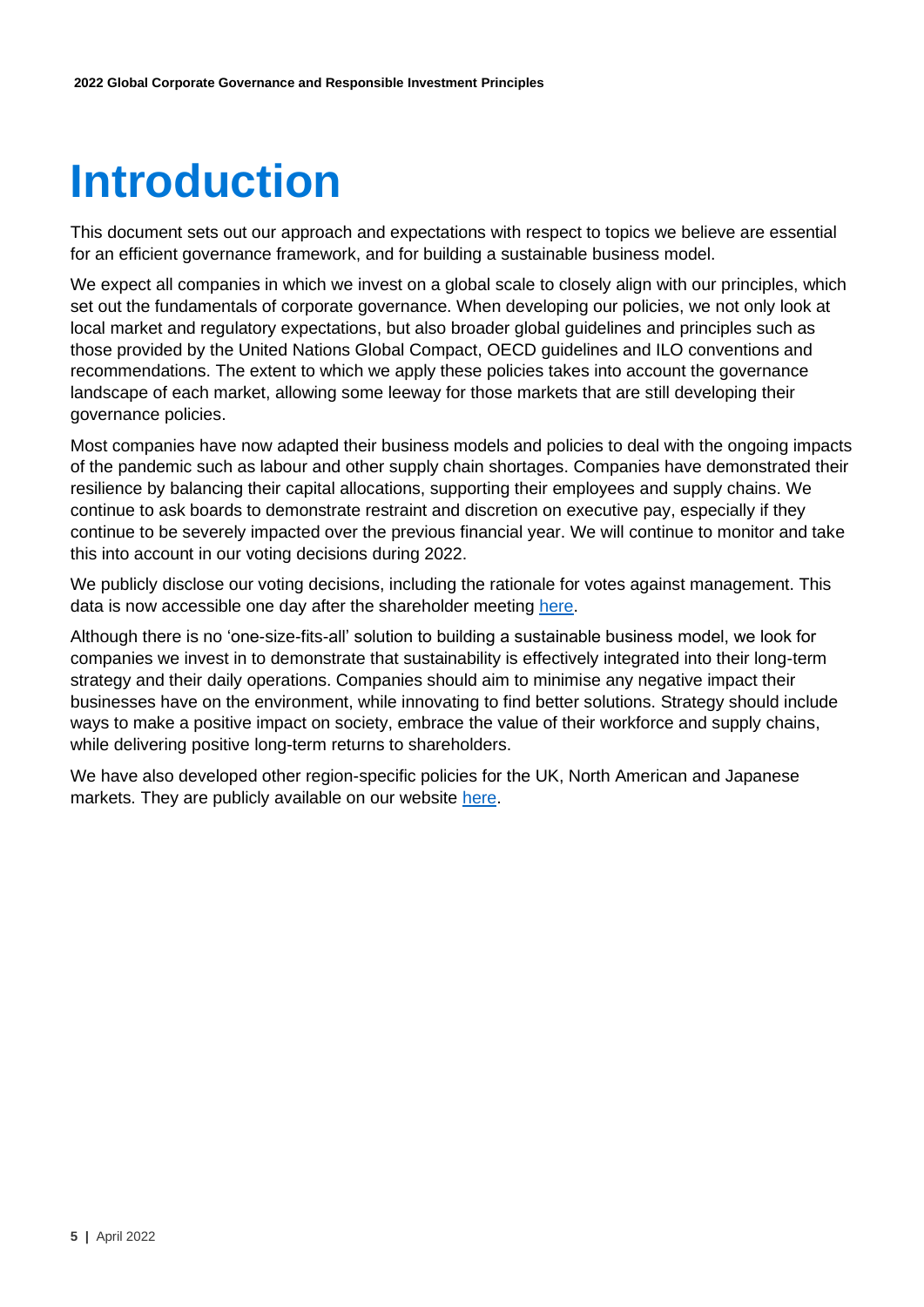# Introduction

This document sets out our approach and expectations with respect to topics we believe are essential for an efficient governance framework, and for building a sustainable business model.

We expect all companies in which we invest on a global scale to closely align with our principles, which set out the fundamentals of corporate governance. When developing our policies, we not only look at local market and regulatory expectations, but also broader global guidelines and principles such as those provided by the United Nations Global Compact, OECD guidelines and ILO conventions and recommendations. The extent to which we apply these policies takes into account the governance landscape of each market, allowing some leeway for those markets that are still developing their governance policies.

Most companies have now adapted their business models and policies to deal with the ongoing impacts of the pandemic such as labour and other supply chain shortages. Companies have demonstrated their resilience by balancing their capital allocations, supporting their employees and supply chains. We continue to ask boards to demonstrate restraint and discretion on executive pay, especially if they continue to be severely impacted over the previous financial year. We will continue to monitor and take this into account in our voting decisions during 2022.

We publicly disclose our voting decisions, including the rationale for votes against management. This data is now accessible one day after the shareholder meeting here.

Although there is no 'one-size-fits-all' solution to building a sustainable business model, we look for companies we invest in to demonstrate that sustainability is effectively integrated into their long-term strategy and their daily operations. Companies should aim to minimise any negative impact their businesses have on the environment, while innovating to find better solutions. Strategy should include ways to make a positive impact on society, embrace the value of their workforce and supply chains, while delivering positive long-term returns to shareholders.

We have also developed other region-specific policies for the UK, North American and Japanese markets. They are publicly available on our website here.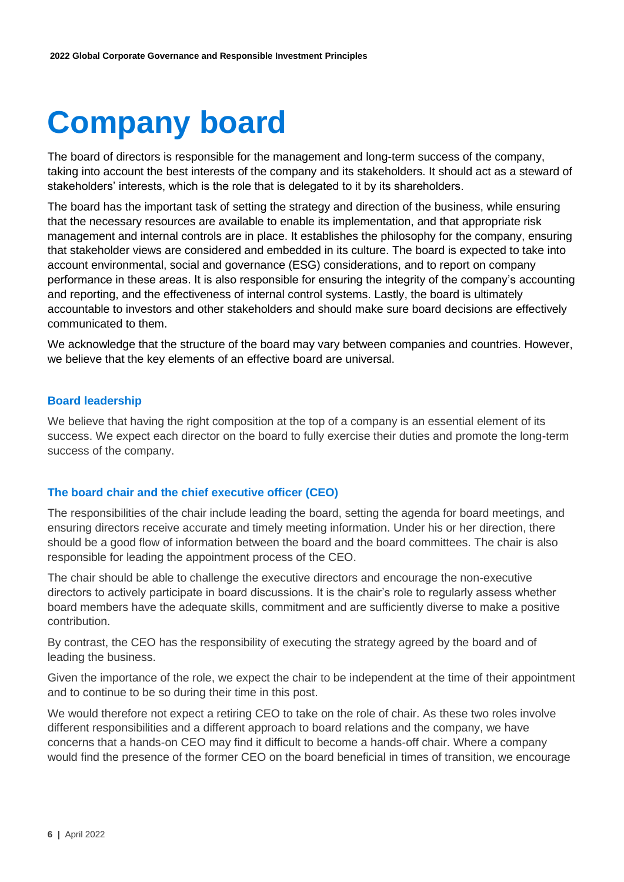# Company board

The board of directors is responsible for the management and long-term success of the company, taking into account the best interests of the company and its stakeholders. It should act as a steward of stakeholders' interests, which is the role that is delegated to it by its shareholders.

The board has the important task of setting the strategy and direction of the business, while ensuring that the necessary resources are available to enable its implementation, and that appropriate risk management and internal controls are in place. It establishes the philosophy for the company, ensuring that stakeholder views are considered and embedded in its culture. The board is expected to take into account environmental, social and governance (ESG) considerations, and to report on company performance in these areas. It is also responsible for ensuring the integrity of the company's accounting and reporting, and the effectiveness of internal control systems. Lastly, the board is ultimately accountable to investors and other stakeholders and should make sure board decisions are effectively communicated to them.

We acknowledge that the structure of the board may vary between companies and countries. However, we believe that the key elements of an effective board are universal.

### Board leadership

We believe that having the right composition at the top of a company is an essential element of its success. We expect each director on the board to fully exercise their duties and promote the long-term success of the company.

### The board chair and the chief executive officer (CEO)

The responsibilities of the chair include leading the board, setting the agenda for board meetings, and ensuring directors receive accurate and timely meeting information. Under his or her direction, there should be a good flow of information between the board and the board committees. The chair is also responsible for leading the appointment process of the CEO.

The chair should be able to challenge the executive directors and encourage the non-executive directors to actively participate in board discussions. It is the chair's role to regularly assess whether board members have the adequate skills, commitment and are sufficiently diverse to make a positive contribution.

By contrast, the CEO has the responsibility of executing the strategy agreed by the board and of leading the business.

Given the importance of the role, we expect the chair to be independent at the time of their appointment and to continue to be so during their time in this post.

We would therefore not expect a retiring CEO to take on the role of chair. As these two roles involve different responsibilities and a different approach to board relations and the company, we have concerns that a hands-on CEO may find it difficult to become a hands-off chair. Where a company would find the presence of the former CEO on the board beneficial in times of transition, we encourage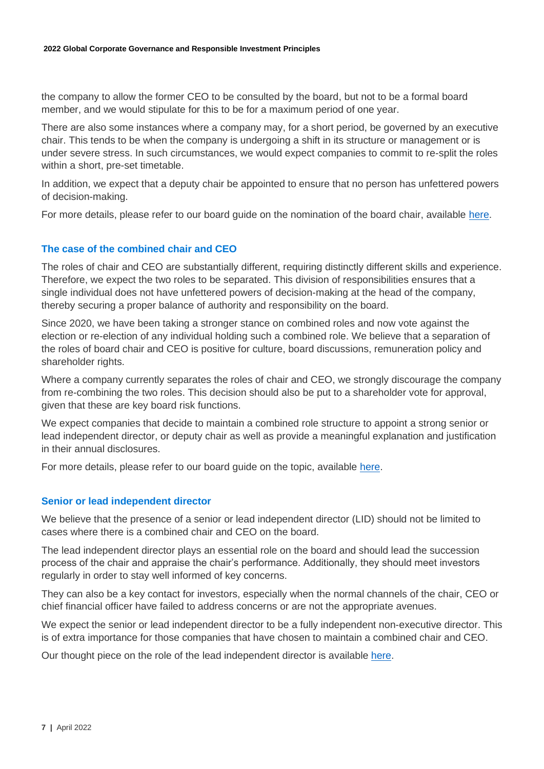the company to allow the former CEO to be consulted by the board, but not to be a formal board member, and we would stipulate for this to be for a maximum period of one year.

There are also some instances where a company may, for a short period, be governed by an executive chair. This tends to be when the company is undergoing a shift in its structure or management or is under severe stress. In such circumstances, we would expect companies to commit to re-split the roles within a short, pre-set timetable.

In addition, we expect that a deputy chair be appointed to ensure that no person has unfettered powers of decision-making.

For more details, please refer to our board guide on the nomination of the board chair, available here.

### The case of the combined chair and CEO

The roles of chair and CEO are substantially different, requiring distinctly different skills and experience. Therefore, we expect the two roles to be separated. This division of responsibilities ensures that a single individual does not have unfettered powers of decision-making at the head of the company, thereby securing a proper balance of authority and responsibility on the board.

Since 2020, we have been taking a stronger stance on combined roles and now vote against the election or re-election of any individual holding such a combined role. We believe that a separation of the roles of board chair and CEO is positive for culture, board discussions, remuneration policy and shareholder rights.

Where a company currently separates the roles of chair and CEO, we strongly discourage the company from re-combining the two roles. This decision should also be put to a shareholder vote for approval, given that these are key board risk functions.

We expect companies that decide to maintain a combined role structure to appoint a strong senior or lead independent director, or deputy chair as well as provide a meaningful explanation and justification in their annual disclosures.

For more details, please refer to our board guide on the topic, available here.

### Senior or lead independent director

We believe that the presence of a senior or lead independent director (LID) should not be limited to cases where there is a combined chair and CEO on the board.

The lead independent director plays an essential role on the board and should lead the succession process of the chair and appraise the chair's performance. Additionally, they should meet investors regularly in order to stay well informed of key concerns.

They can also be a key contact for investors, especially when the normal channels of the chair, CEO or chief financial officer have failed to address concerns or are not the appropriate avenues.

We expect the senior or lead independent director to be a fully independent non-executive director. This is of extra importance for those companies that have chosen to maintain a combined chair and CEO.

Our thought piece on the role of the lead independent director is available here.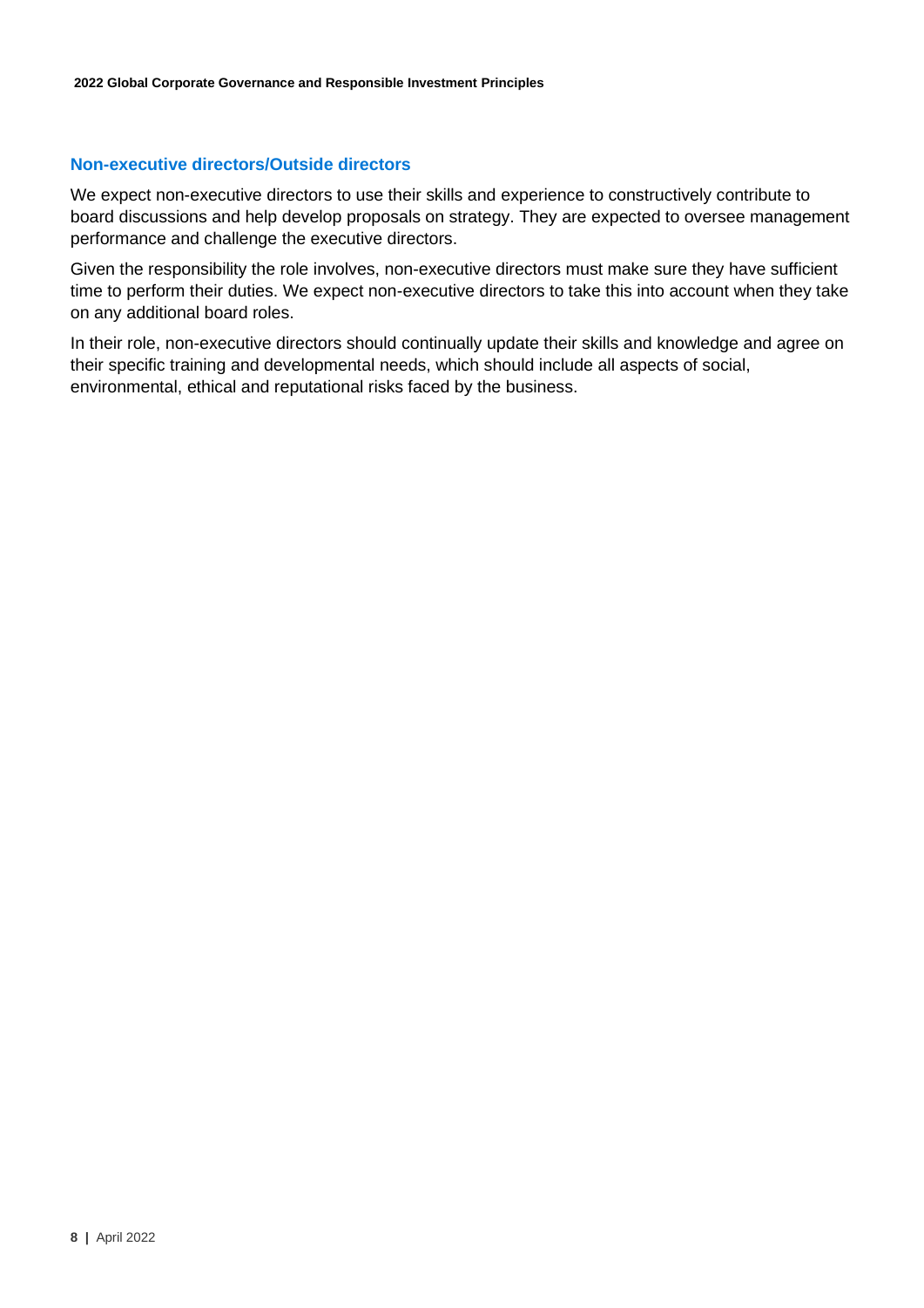### Non-executive directors/Outside directors

We expect non-executive directors to use their skills and experience to constructively contribute to board discussions and help develop proposals on strategy. They are expected to oversee management performance and challenge the executive directors.

Given the responsibility the role involves, non-executive directors must make sure they have sufficient time to perform their duties. We expect non-executive directors to take this into account when they take on any additional board roles.

In their role, non-executive directors should continually update their skills and knowledge and agree on their specific training and developmental needs, which should include all aspects of social, environmental, ethical and reputational risks faced by the business.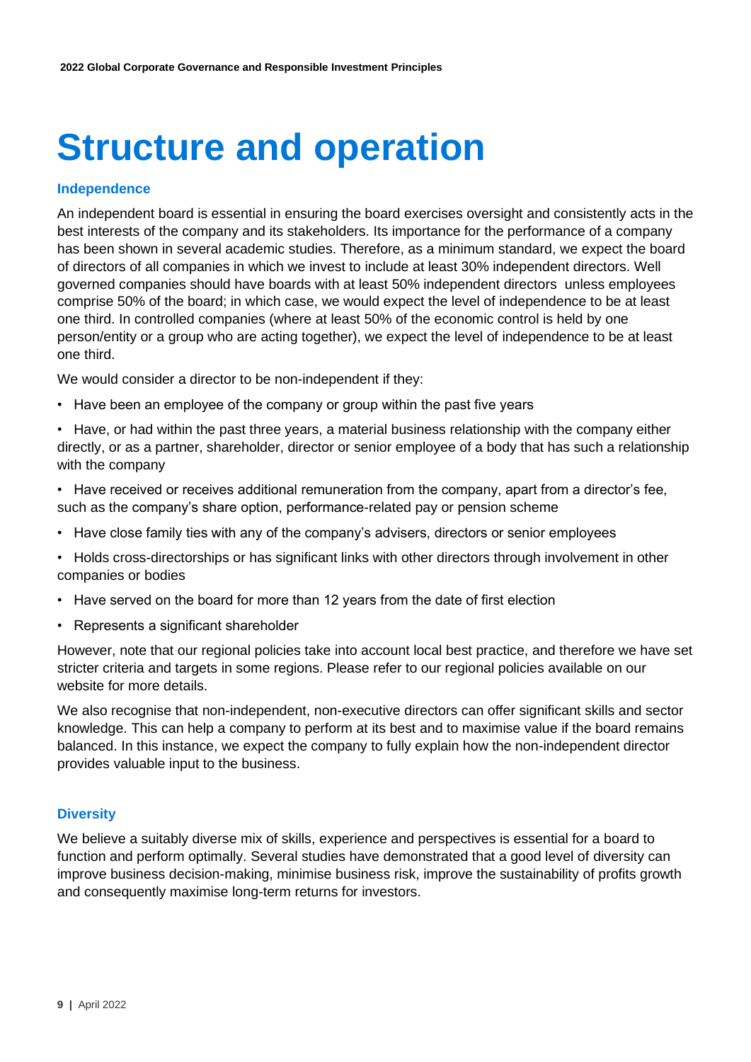# Structure and operation

### Independence

An independent board is essential in ensuring the board exercises oversight and consistently acts in the best interests of the company and its stakeholders. Its importance for the performance of a company has been shown in several academic studies. Therefore, as a minimum standard, we expect the board of directors of all companies in which we invest to include at least 30% independent directors. Well governed companies should have boards with at least 50% independent directors unless employees comprise 50% of the board; in which case, we would expect the level of independence to be at least one third. In controlled companies (where at least 50% of the economic control is held by one person/entity or a group who are acting together), we expect the level of independence to be at least one third.

We would consider a director to be non-independent if they:

- Have been an employee of the company or group within the past five years
- Have, or had within the past three years, a material business relationship with the company either directly, or as a partner, shareholder, director or senior employee of a body that has such a relationship with the company
- Have received or receives additional remuneration from the company, apart from a director's fee, such as the company's share option, performance-related pay or pension scheme
- Have close family ties with any of the company's advisers, directors or senior employees
- Holds cross-directorships or has significant links with other directors through involvement in other companies or bodies
- Have served on the board for more than 12 years from the date of first election
- Represents a significant shareholder

However, note that our regional policies take into account local best practice, and therefore we have set stricter criteria and targets in some regions. Please refer to our regional policies available on our website for more details.

We also recognise that non-independent, non-executive directors can offer significant skills and sector knowledge. This can help a company to perform at its best and to maximise value if the board remains balanced. In this instance, we expect the company to fully explain how the non-independent director provides valuable input to the business.

### Diversity

We believe a suitably diverse mix of skills, experience and perspectives is essential for a board to function and perform optimally. Several studies have demonstrated that a good level of diversity can improve business decision-making, minimise business risk, improve the sustainability of profits growth and consequently maximise long-term returns for investors.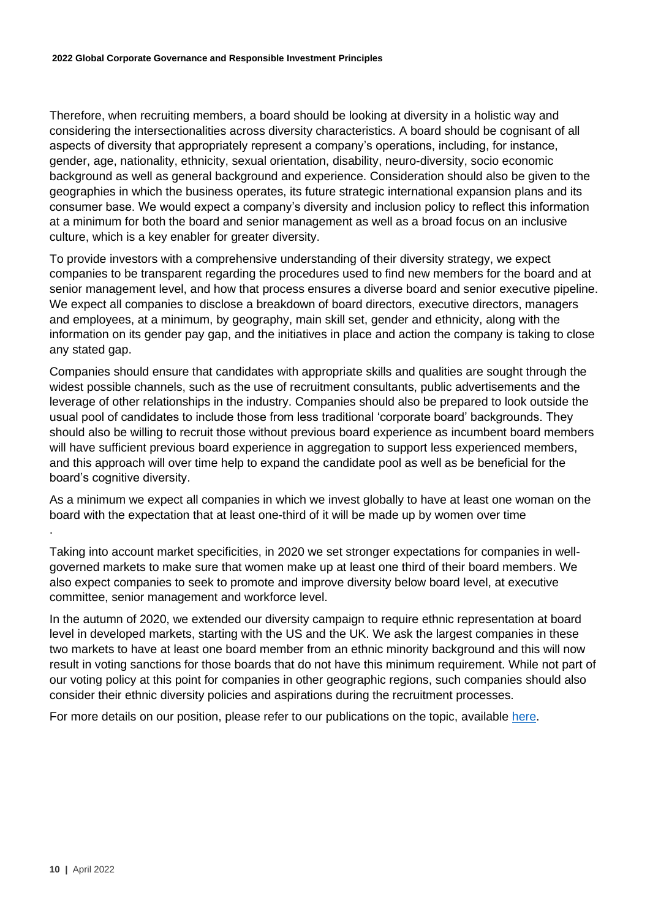Therefore, when recruiting members, a board should be looking at diversity in a holistic way and considering the intersectionalities across diversity characteristics. A board should be cognisant of all aspects of diversity that appropriately represent a company's operations, including, for instance, gender, age, nationality, ethnicity, sexual orientation, disability, neuro-diversity, socio economic background as well as general background and experience. Consideration should also be given to the geographies in which the business operates, its future strategic international expansion plans and its consumer base. We would expect a company's diversity and inclusion policy to reflect this information at a minimum for both the board and senior management as well as a broad focus on an inclusive culture, which is a key enabler for greater diversity.

To provide investors with a comprehensive understanding of their diversity strategy, we expect companies to be transparent regarding the procedures used to find new members for the board and at senior management level, and how that process ensures a diverse board and senior executive pipeline. We expect all companies to disclose a breakdown of board directors, executive directors, managers and employees, at a minimum, by geography, main skill set, gender and ethnicity, along with the information on its gender pay gap, and the initiatives in place and action the company is taking to close any stated gap.

Companies should ensure that candidates with appropriate skills and qualities are sought through the widest possible channels, such as the use of recruitment consultants, public advertisements and the leverage of other relationships in the industry. Companies should also be prepared to look outside the usual pool of candidates to include those from less traditional 'corporate board' backgrounds. They should also be willing to recruit those without previous board experience as incumbent board members will have sufficient previous board experience in aggregation to support less experienced members, and this approach will over time help to expand the candidate pool as well as be beneficial for the board's cognitive diversity.

As a minimum we expect all companies in which we invest globally to have at least one woman on the board with the expectation that at least one-third of it will be made up by women over time

.

Taking into account market specificities, in 2020 we set stronger expectations for companies in well-governed markets to make sure that women make up at least one third of their board members. We also expect companies to seek to promote and improve diversity below board level, at executive committee, senior management and workforce level.

In the autumn of 2020, we extended our diversity campaign to require ethnic representation at board level in developed markets, starting with the US and the UK. We ask the largest companies in these two markets to have at least one board member from an ethnic minority background and this will now result in voting sanctions for those boards that do not have this minimum requirement. While not part of our voting policy at this point for companies in other geographic regions, such companies should also consider their ethnic diversity policies and aspirations during the recruitment processes.

For more details on our position, please refer to our publications on the topic, available here.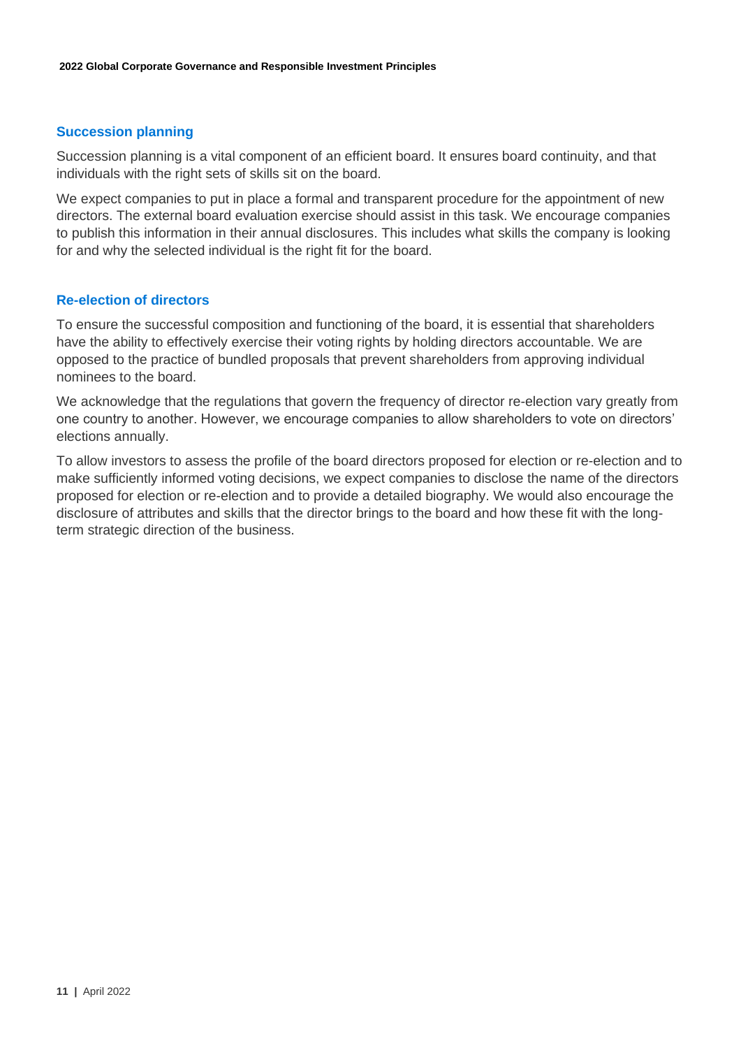### Succession planning

Succession planning is a vital component of an efficient board. It ensures board continuity, and that individuals with the right sets of skills sit on the board.

We expect companies to put in place a formal and transparent procedure for the appointment of new directors. The external board evaluation exercise should assist in this task. We encourage companies to publish this information in their annual disclosures. This includes what skills the company is looking for and why the selected individual is the right fit for the board.

### Re-election of directors

To ensure the successful composition and functioning of the board, it is essential that shareholders have the ability to effectively exercise their voting rights by holding directors accountable. We are opposed to the practice of bundled proposals that prevent shareholders from approving individual nominees to the board.

We acknowledge that the regulations that govern the frequency of director re-election vary greatly from one country to another. However, we encourage companies to allow shareholders to vote on directors' elections annually.

To allow investors to assess the profile of the board directors proposed for election or re-election and to make sufficiently informed voting decisions, we expect companies to disclose the name of the directors proposed for election or re-election and to provide a detailed biography. We would also encourage the disclosure of attributes and skills that the director brings to the board and how these fit with the long-term strategic direction of the business.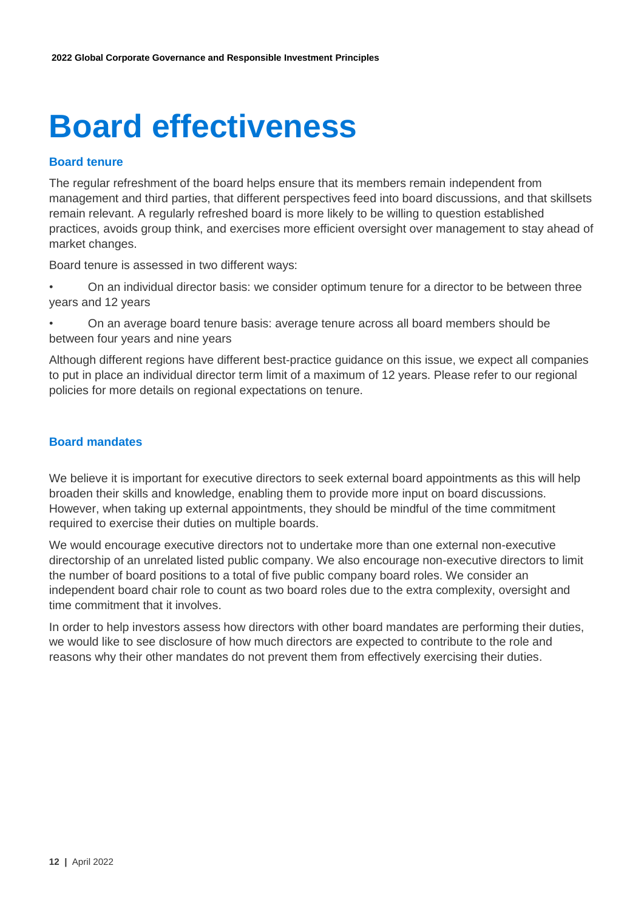# Board effectiveness

### Board tenure

The regular refreshment of the board helps ensure that its members remain independent from management and third parties, that different perspectives feed into board discussions, and that skillsets remain relevant. A regularly refreshed board is more likely to be willing to question established practices, avoids group think, and exercises more efficient oversight over management to stay ahead of market changes.

Board tenure is assessed in two different ways:

- On an individual director basis: we consider optimum tenure for a director to be between three years and 12 years
- On an average board tenure basis: average tenure across all board members should be between four years and nine years

Although different regions have different best-practice guidance on this issue, we expect all companies to put in place an individual director term limit of a maximum of 12 years. Please refer to our regional policies for more details on regional expectations on tenure.

### Board mandates

We believe it is important for executive directors to seek external board appointments as this will help broaden their skills and knowledge, enabling them to provide more input on board discussions. However, when taking up external appointments, they should be mindful of the time commitment required to exercise their duties on multiple boards.

We would encourage executive directors not to undertake more than one external non-executive directorship of an unrelated listed public company. We also encourage non-executive directors to limit the number of board positions to a total of five public company board roles. We consider an independent board chair role to count as two board roles due to the extra complexity, oversight and time commitment that it involves.

In order to help investors assess how directors with other board mandates are performing their duties, we would like to see disclosure of how much directors are expected to contribute to the role and reasons why their other mandates do not prevent them from effectively exercising their duties.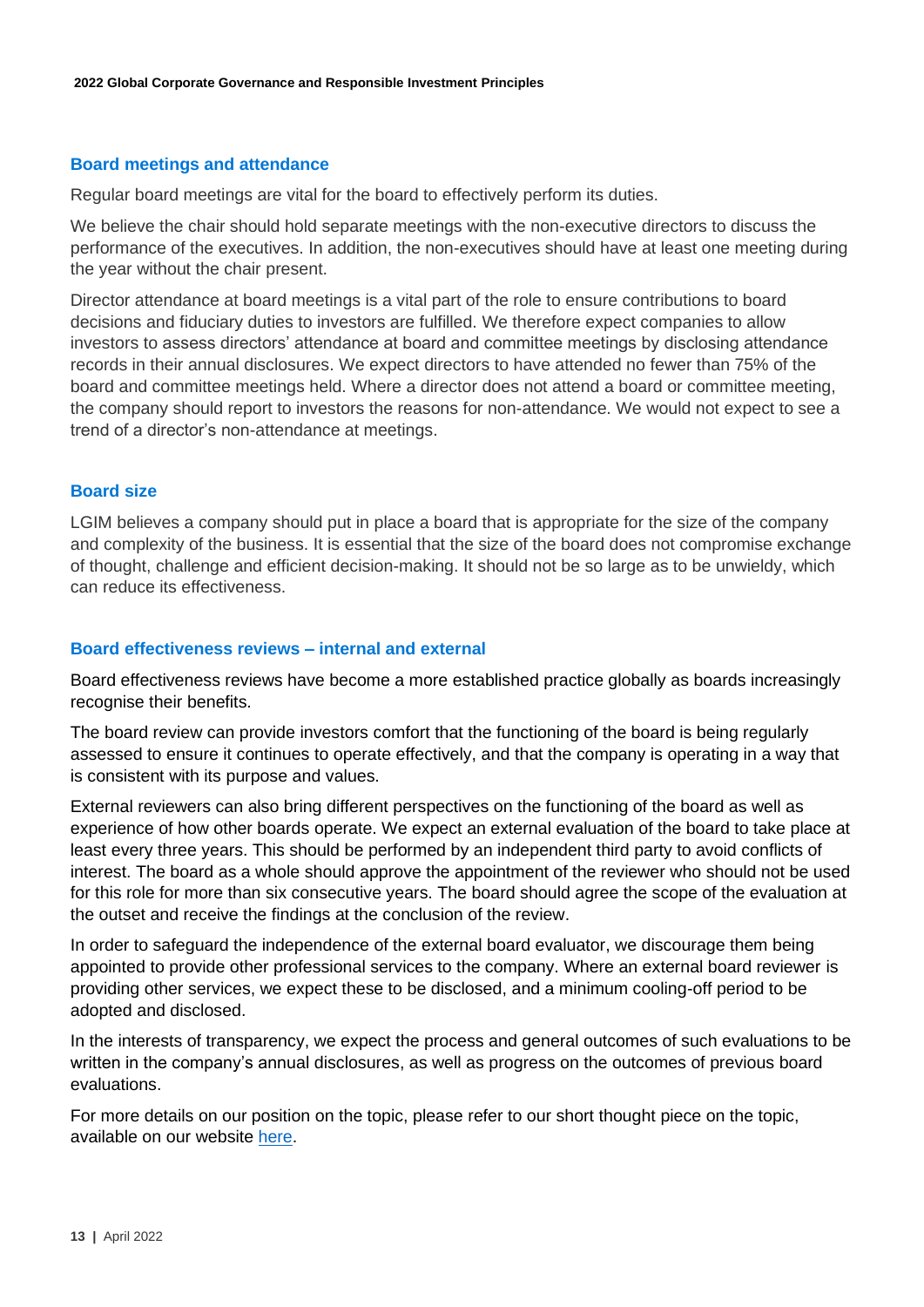## Board meetings and attendance

Regular board meetings are vital for the board to effectively perform its duties.

We believe the chair should hold separate meetings with the non-executive directors to discuss the performance of the executives. In addition, the non-executives should have at least one meeting during the year without the chair present.

Director attendance at board meetings is a vital part of the role to ensure contributions to board decisions and fiduciary duties to investors are fulfilled. We therefore expect companies to allow investors to assess directors' attendance at board and committee meetings by disclosing attendance records in their annual disclosures. We expect directors to have attended no fewer than 75% of the board and committee meetings held. Where a director does not attend a board or committee meeting, the company should report to investors the reasons for non-attendance. We would not expect to see a trend of a director's non-attendance at meetings.

## Board size

LGIM believes a company should put in place a board that is appropriate for the size of the company and complexity of the business. It is essential that the size of the board does not compromise exchange of thought, challenge and efficient decision-making. It should not be so large as to be unwieldy, which can reduce its effectiveness.

## Board effectiveness reviews – internal and external

Board effectiveness reviews have become a more established practice globally as boards increasingly recognise their benefits.

The board review can provide investors comfort that the functioning of the board is being regularly assessed to ensure it continues to operate effectively, and that the company is operating in a way that is consistent with its purpose and values.

External reviewers can also bring different perspectives on the functioning of the board as well as experience of how other boards operate. We expect an external evaluation of the board to take place at least every three years. This should be performed by an independent third party to avoid conflicts of interest. The board as a whole should approve the appointment of the reviewer who should not be used for this role for more than six consecutive years. The board should agree the scope of the evaluation at the outset and receive the findings at the conclusion of the review.

In order to safeguard the independence of the external board evaluator, we discourage them being appointed to provide other professional services to the company. Where an external board reviewer is providing other services, we expect these to be disclosed, and a minimum cooling-off period to be adopted and disclosed.

In the interests of transparency, we expect the process and general outcomes of such evaluations to be written in the company's annual disclosures, as well as progress on the outcomes of previous board evaluations.

For more details on our position on the topic, please refer to our short thought piece on the topic, available on our website here.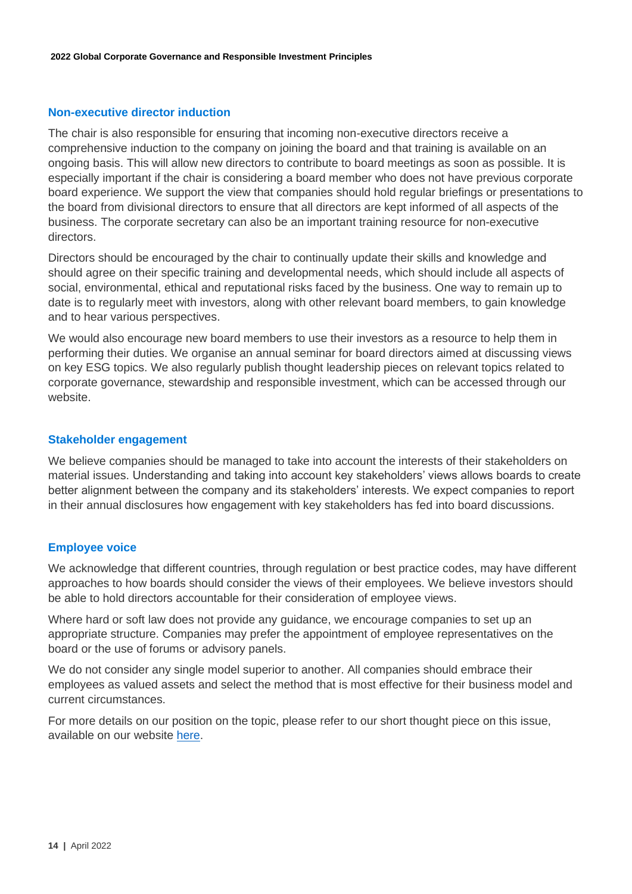## Non-executive director induction

The chair is also responsible for ensuring that incoming non-executive directors receive a comprehensive induction to the company on joining the board and that training is available on an ongoing basis. This will allow new directors to contribute to board meetings as soon as possible. It is especially important if the chair is considering a board member who does not have previous corporate board experience. We support the view that companies should hold regular briefings or presentations to the board from divisional directors to ensure that all directors are kept informed of all aspects of the business. The corporate secretary can also be an important training resource for non-executive directors.

Directors should be encouraged by the chair to continually update their skills and knowledge and should agree on their specific training and developmental needs, which should include all aspects of social, environmental, ethical and reputational risks faced by the business. One way to remain up to date is to regularly meet with investors, along with other relevant board members, to gain knowledge and to hear various perspectives.

We would also encourage new board members to use their investors as a resource to help them in performing their duties. We organise an annual seminar for board directors aimed at discussing views on key ESG topics. We also regularly publish thought leadership pieces on relevant topics related to corporate governance, stewardship and responsible investment, which can be accessed through our website.

## Stakeholder engagement

We believe companies should be managed to take into account the interests of their stakeholders on material issues. Understanding and taking into account key stakeholders' views allows boards to create better alignment between the company and its stakeholders' interests. We expect companies to report in their annual disclosures how engagement with key stakeholders has fed into board discussions.

## Employee voice

We acknowledge that different countries, through regulation or best practice codes, may have different approaches to how boards should consider the views of their employees. We believe investors should be able to hold directors accountable for their consideration of employee views.

Where hard or soft law does not provide any guidance, we encourage companies to set up an appropriate structure. Companies may prefer the appointment of employee representatives on the board or the use of forums or advisory panels.

We do not consider any single model superior to another. All companies should embrace their employees as valued assets and select the method that is most effective for their business model and current circumstances.

For more details on our position on the topic, please refer to our short thought piece on this issue, available on our website here.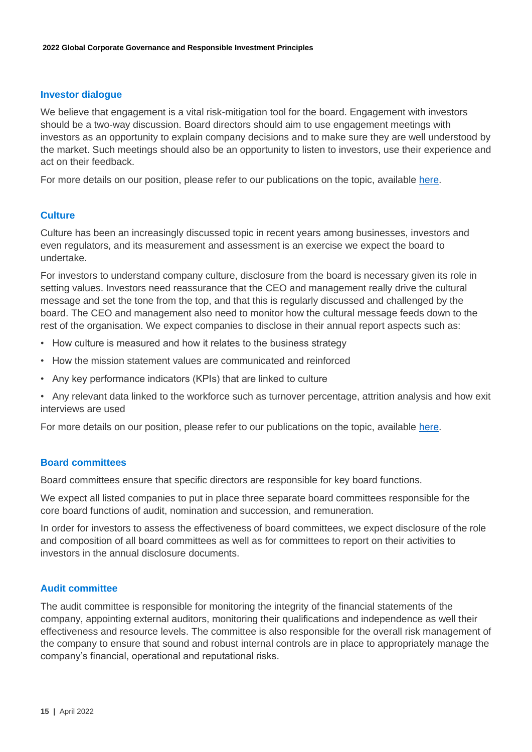## Investor dialogue

We believe that engagement is a vital risk-mitigation tool for the board. Engagement with investors should be a two-way discussion. Board directors should aim to use engagement meetings with investors as an opportunity to explain company decisions and to make sure they are well understood by the market. Such meetings should also be an opportunity to listen to investors, use their experience and act on their feedback.

For more details on our position, please refer to our publications on the topic, available here.

## Culture

Culture has been an increasingly discussed topic in recent years among businesses, investors and even regulators, and its measurement and assessment is an exercise we expect the board to undertake.

For investors to understand company culture, disclosure from the board is necessary given its role in setting values. Investors need reassurance that the CEO and management really drive the cultural message and set the tone from the top, and that this is regularly discussed and challenged by the board. The CEO and management also need to monitor how the cultural message feeds down to the rest of the organisation. We expect companies to disclose in their annual report aspects such as:

- How culture is measured and how it relates to the business strategy
- How the mission statement values are communicated and reinforced
- Any key performance indicators (KPIs) that are linked to culture
- Any relevant data linked to the workforce such as turnover percentage, attrition analysis and how exit interviews are used

For more details on our position, please refer to our publications on the topic, available here.

## Board committees

Board committees ensure that specific directors are responsible for key board functions.

We expect all listed companies to put in place three separate board committees responsible for the core board functions of audit, nomination and succession, and remuneration.

In order for investors to assess the effectiveness of board committees, we expect disclosure of the role and composition of all board committees as well as for committees to report on their activities to investors in the annual disclosure documents.

## Audit committee

The audit committee is responsible for monitoring the integrity of the financial statements of the company, appointing external auditors, monitoring their qualifications and independence as well their effectiveness and resource levels. The committee is also responsible for the overall risk management of the company to ensure that sound and robust internal controls are in place to appropriately manage the company's financial, operational and reputational risks.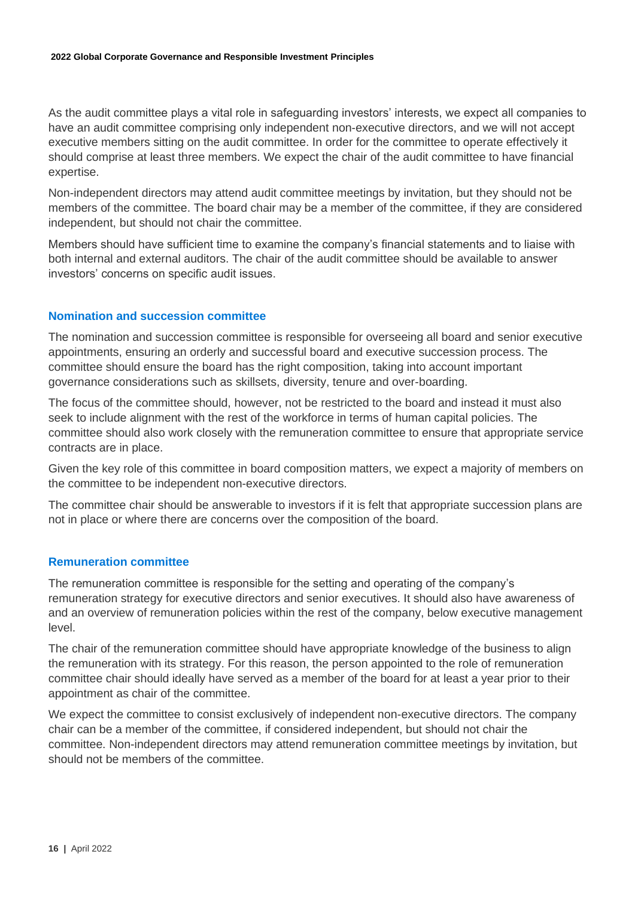As the audit committee plays a vital role in safeguarding investors' interests, we expect all companies to have an audit committee comprising only independent non-executive directors, and we will not accept executive members sitting on the audit committee. In order for the committee to operate effectively it should comprise at least three members. We expect the chair of the audit committee to have financial expertise.

Non-independent directors may attend audit committee meetings by invitation, but they should not be members of the committee. The board chair may be a member of the committee, if they are considered independent, but should not chair the committee.

Members should have sufficient time to examine the company's financial statements and to liaise with both internal and external auditors. The chair of the audit committee should be available to answer investors' concerns on specific audit issues.

### Nomination and succession committee

The nomination and succession committee is responsible for overseeing all board and senior executive appointments, ensuring an orderly and successful board and executive succession process. The committee should ensure the board has the right composition, taking into account important governance considerations such as skillsets, diversity, tenure and over-boarding.

The focus of the committee should, however, not be restricted to the board and instead it must also seek to include alignment with the rest of the workforce in terms of human capital policies. The committee should also work closely with the remuneration committee to ensure that appropriate service contracts are in place.

Given the key role of this committee in board composition matters, we expect a majority of members on the committee to be independent non-executive directors.

The committee chair should be answerable to investors if it is felt that appropriate succession plans are not in place or where there are concerns over the composition of the board.

### Remuneration committee

The remuneration committee is responsible for the setting and operating of the company's remuneration strategy for executive directors and senior executives. It should also have awareness of and an overview of remuneration policies within the rest of the company, below executive management level.

The chair of the remuneration committee should have appropriate knowledge of the business to align the remuneration with its strategy. For this reason, the person appointed to the role of remuneration committee chair should ideally have served as a member of the board for at least a year prior to their appointment as chair of the committee.

We expect the committee to consist exclusively of independent non-executive directors. The company chair can be a member of the committee, if considered independent, but should not chair the committee. Non-independent directors may attend remuneration committee meetings by invitation, but should not be members of the committee.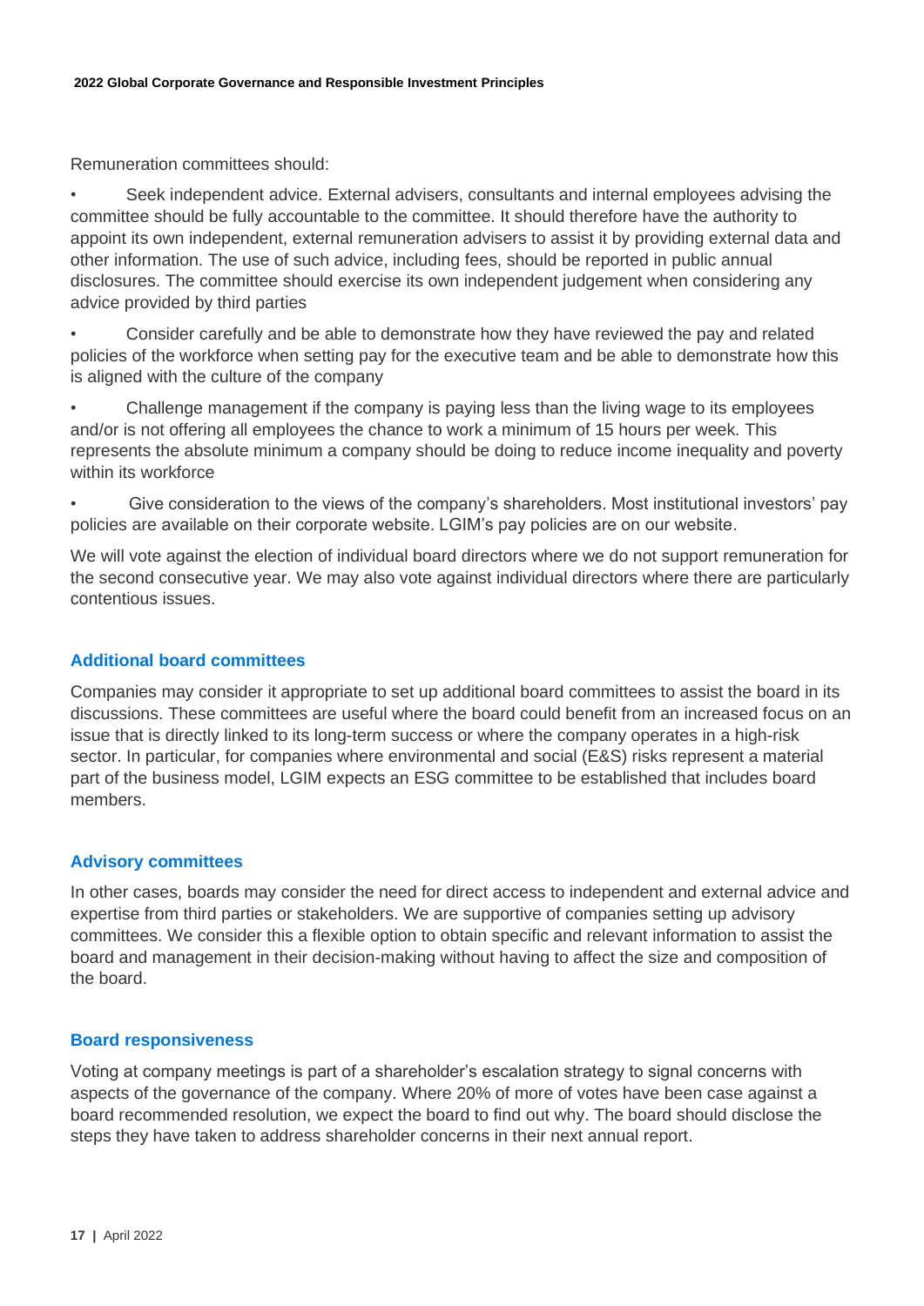Remuneration committees should:

- Seek independent advice. External advisers, consultants and internal employees advising the committee should be fully accountable to the committee. It should therefore have the authority to appoint its own independent, external remuneration advisers to assist it by providing external data and other information. The use of such advice, including fees, should be reported in public annual disclosures. The committee should exercise its own independent judgement when considering any advice provided by third parties
- Consider carefully and be able to demonstrate how they have reviewed the pay and related policies of the workforce when setting pay for the executive team and be able to demonstrate how this is aligned with the culture of the company
- Challenge management if the company is paying less than the living wage to its employees and/or is not offering all employees the chance to work a minimum of 15 hours per week. This represents the absolute minimum a company should be doing to reduce income inequality and poverty within its workforce
- Give consideration to the views of the company's shareholders. Most institutional investors' pay policies are available on their corporate website. LGIM's pay policies are on our website.

We will vote against the election of individual board directors where we do not support remuneration for the second consecutive year. We may also vote against individual directors where there are particularly contentious issues.

## Additional board committees

Companies may consider it appropriate to set up additional board committees to assist the board in its discussions. These committees are useful where the board could benefit from an increased focus on an issue that is directly linked to its long-term success or where the company operates in a high-risk sector. In particular, for companies where environmental and social (E&S) risks represent a material part of the business model, LGIM expects an ESG committee to be established that includes board members.

## Advisory committees

In other cases, boards may consider the need for direct access to independent and external advice and expertise from third parties or stakeholders. We are supportive of companies setting up advisory committees. We consider this a flexible option to obtain specific and relevant information to assist the board and management in their decision-making without having to affect the size and composition of the board.

## Board responsiveness

Voting at company meetings is part of a shareholder's escalation strategy to signal concerns with aspects of the governance of the company. Where 20% of more of votes have been case against a board recommended resolution, we expect the board to find out why. The board should disclose the steps they have taken to address shareholder concerns in their next annual report.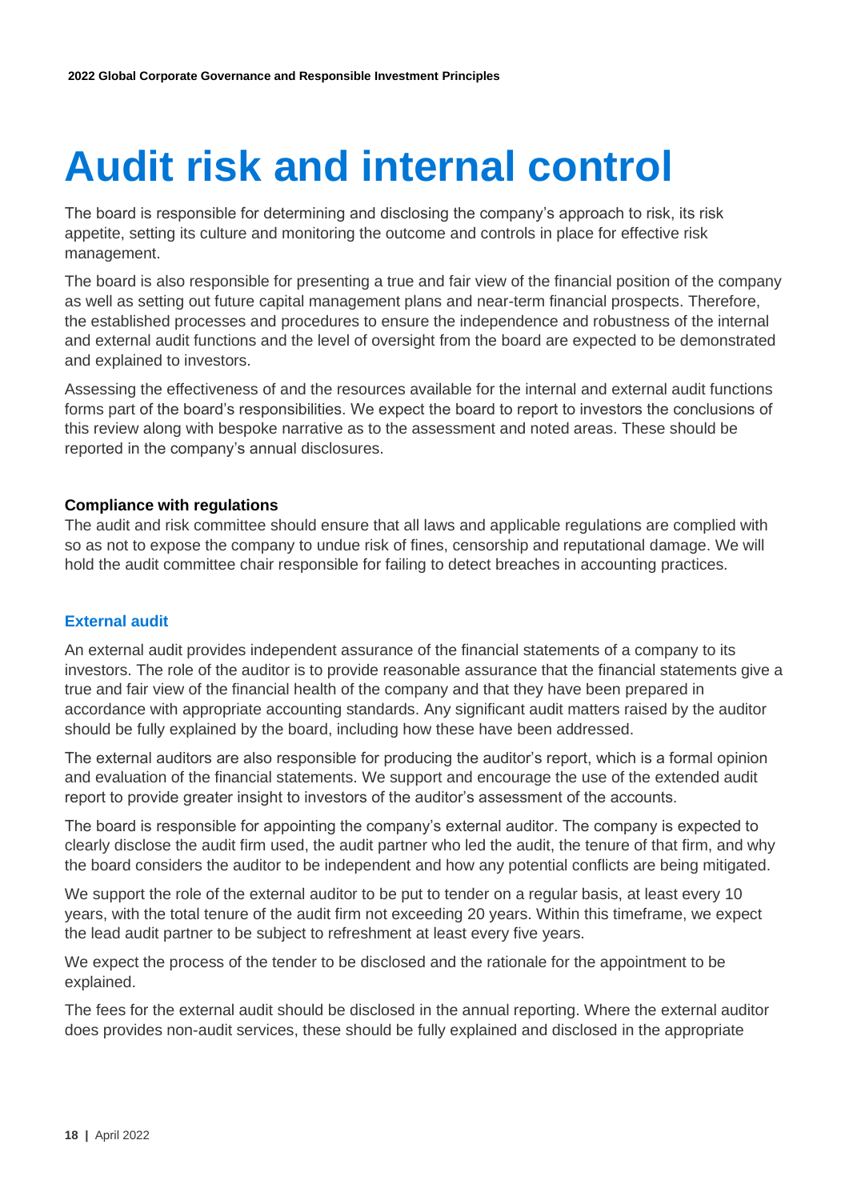# Audit risk and internal control

The board is responsible for determining and disclosing the company's approach to risk, its risk appetite, setting its culture and monitoring the outcome and controls in place for effective risk management.

The board is also responsible for presenting a true and fair view of the financial position of the company as well as setting out future capital management plans and near-term financial prospects. Therefore, the established processes and procedures to ensure the independence and robustness of the internal and external audit functions and the level of oversight from the board are expected to be demonstrated and explained to investors.

Assessing the effectiveness of and the resources available for the internal and external audit functions forms part of the board's responsibilities. We expect the board to report to investors the conclusions of this review along with bespoke narrative as to the assessment and noted areas. These should be reported in the company's annual disclosures.

**Compliance with regulations**

The audit and risk committee should ensure that all laws and applicable regulations are complied with so as not to expose the company to undue risk of fines, censorship and reputational damage. We will hold the audit committee chair responsible for failing to detect breaches in accounting practices.

## External audit

An external audit provides independent assurance of the financial statements of a company to its investors. The role of the auditor is to provide reasonable assurance that the financial statements give a true and fair view of the financial health of the company and that they have been prepared in accordance with appropriate accounting standards. Any significant audit matters raised by the auditor should be fully explained by the board, including how these have been addressed.

The external auditors are also responsible for producing the auditor's report, which is a formal opinion and evaluation of the financial statements. We support and encourage the use of the extended audit report to provide greater insight to investors of the auditor's assessment of the accounts.

The board is responsible for appointing the company's external auditor. The company is expected to clearly disclose the audit firm used, the audit partner who led the audit, the tenure of that firm, and why the board considers the auditor to be independent and how any potential conflicts are being mitigated.

We support the role of the external auditor to be put to tender on a regular basis, at least every 10 years, with the total tenure of the audit firm not exceeding 20 years. Within this timeframe, we expect the lead audit partner to be subject to refreshment at least every five years.

We expect the process of the tender to be disclosed and the rationale for the appointment to be explained.

The fees for the external audit should be disclosed in the annual reporting. Where the external auditor does provides non-audit services, these should be fully explained and disclosed in the appropriate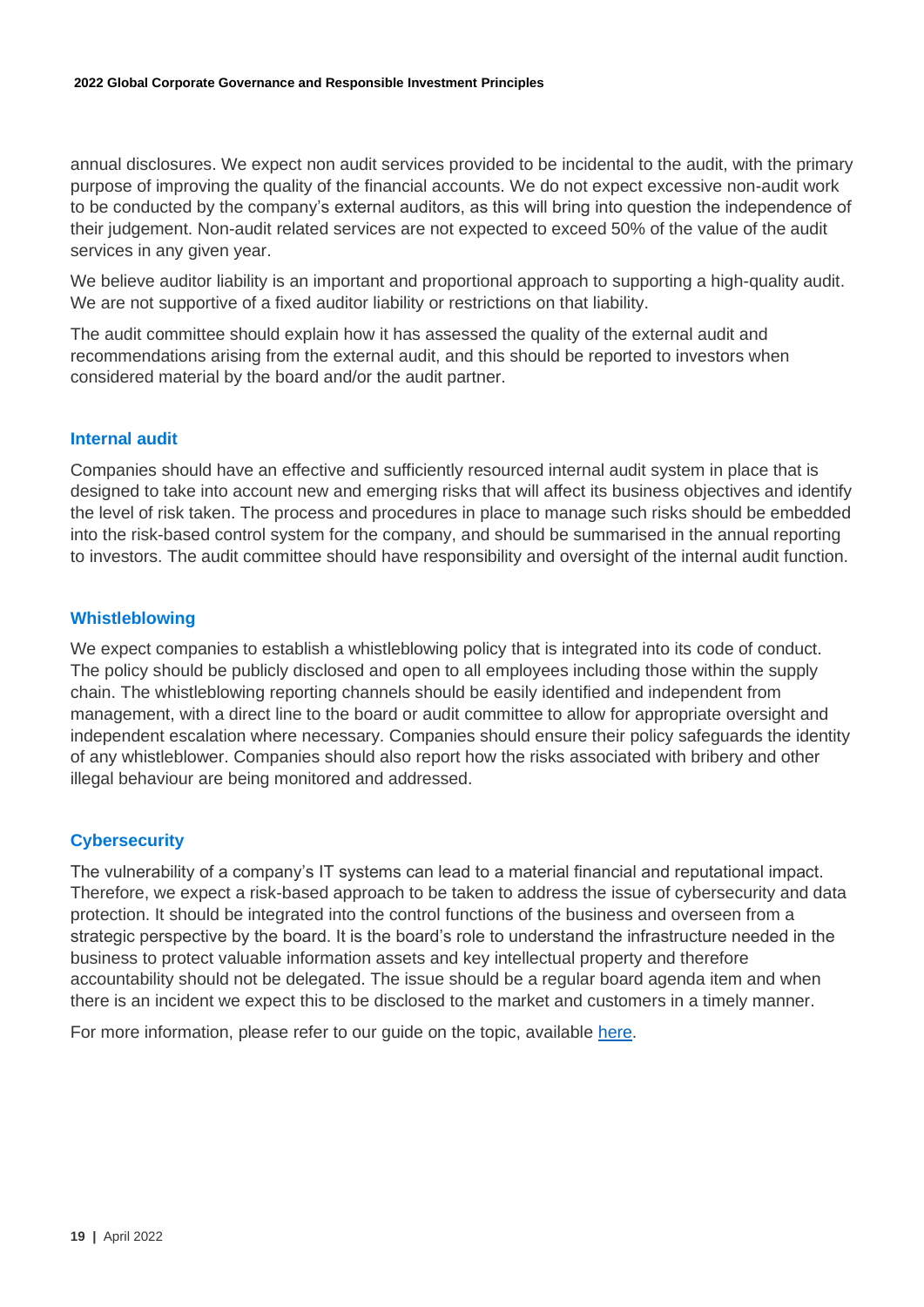annual disclosures. We expect non audit services provided to be incidental to the audit, with the primary purpose of improving the quality of the financial accounts. We do not expect excessive non-audit work to be conducted by the company's external auditors, as this will bring into question the independence of their judgement. Non-audit related services are not expected to exceed 50% of the value of the audit services in any given year.

We believe auditor liability is an important and proportional approach to supporting a high-quality audit. We are not supportive of a fixed auditor liability or restrictions on that liability.

The audit committee should explain how it has assessed the quality of the external audit and recommendations arising from the external audit, and this should be reported to investors when considered material by the board and/or the audit partner.

### Internal audit

Companies should have an effective and sufficiently resourced internal audit system in place that is designed to take into account new and emerging risks that will affect its business objectives and identify the level of risk taken. The process and procedures in place to manage such risks should be embedded into the risk-based control system for the company, and should be summarised in the annual reporting to investors. The audit committee should have responsibility and oversight of the internal audit function.

### Whistleblowing

We expect companies to establish a whistleblowing policy that is integrated into its code of conduct. The policy should be publicly disclosed and open to all employees including those within the supply chain. The whistleblowing reporting channels should be easily identified and independent from management, with a direct line to the board or audit committee to allow for appropriate oversight and independent escalation where necessary. Companies should ensure their policy safeguards the identity of any whistleblower. Companies should also report how the risks associated with bribery and other illegal behaviour are being monitored and addressed.

### Cybersecurity

The vulnerability of a company's IT systems can lead to a material financial and reputational impact. Therefore, we expect a risk-based approach to be taken to address the issue of cybersecurity and data protection. It should be integrated into the control functions of the business and overseen from a strategic perspective by the board. It is the board's role to understand the infrastructure needed in the business to protect valuable information assets and key intellectual property and therefore accountability should not be delegated. The issue should be a regular board agenda item and when there is an incident we expect this to be disclosed to the market and customers in a timely manner.

For more information, please refer to our guide on the topic, available here.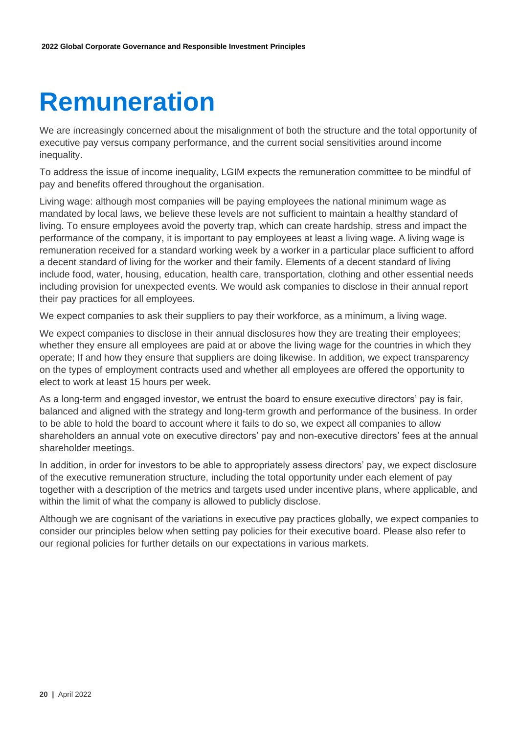# Remuneration

We are increasingly concerned about the misalignment of both the structure and the total opportunity of executive pay versus company performance, and the current social sensitivities around income inequality.

To address the issue of income inequality, LGIM expects the remuneration committee to be mindful of pay and benefits offered throughout the organisation.

Living wage: although most companies will be paying employees the national minimum wage as mandated by local laws, we believe these levels are not sufficient to maintain a healthy standard of living. To ensure employees avoid the poverty trap, which can create hardship, stress and impact the performance of the company, it is important to pay employees at least a living wage. A living wage is remuneration received for a standard working week by a worker in a particular place sufficient to afford a decent standard of living for the worker and their family. Elements of a decent standard of living include food, water, housing, education, health care, transportation, clothing and other essential needs including provision for unexpected events. We would ask companies to disclose in their annual report their pay practices for all employees.

We expect companies to ask their suppliers to pay their workforce, as a minimum, a living wage.

We expect companies to disclose in their annual disclosures how they are treating their employees; whether they ensure all employees are paid at or above the living wage for the countries in which they operate; If and how they ensure that suppliers are doing likewise. In addition, we expect transparency on the types of employment contracts used and whether all employees are offered the opportunity to elect to work at least 15 hours per week.

As a long-term and engaged investor, we entrust the board to ensure executive directors' pay is fair, balanced and aligned with the strategy and long-term growth and performance of the business. In order to be able to hold the board to account where it fails to do so, we expect all companies to allow shareholders an annual vote on executive directors' pay and non-executive directors' fees at the annual shareholder meetings.

In addition, in order for investors to be able to appropriately assess directors' pay, we expect disclosure of the executive remuneration structure, including the total opportunity under each element of pay together with a description of the metrics and targets used under incentive plans, where applicable, and within the limit of what the company is allowed to publicly disclose.

Although we are cognisant of the variations in executive pay practices globally, we expect companies to consider our principles below when setting pay policies for their executive board. Please also refer to our regional policies for further details on our expectations in various markets.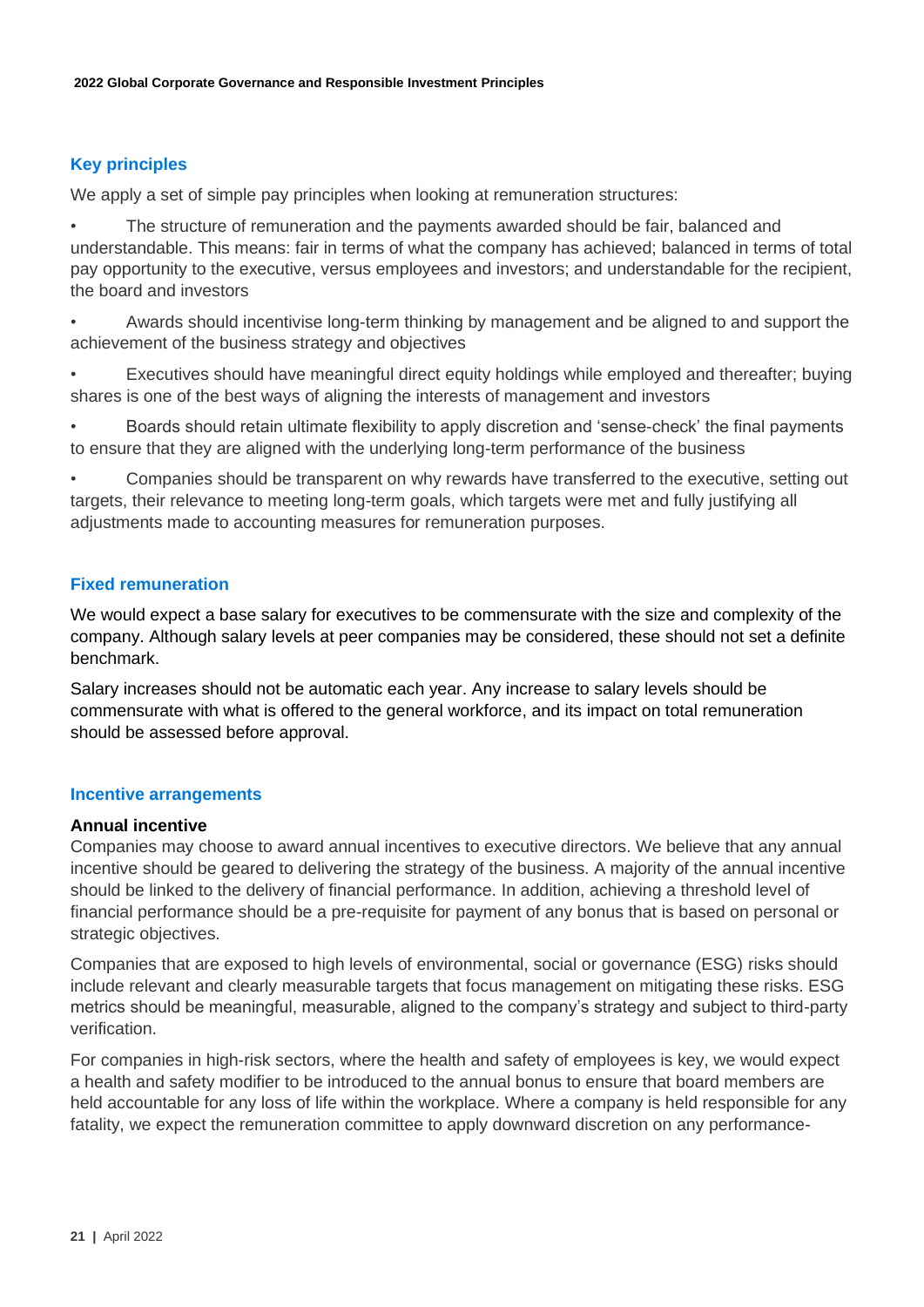## Key principles

We apply a set of simple pay principles when looking at remuneration structures:

- The structure of remuneration and the payments awarded should be fair, balanced and understandable. This means: fair in terms of what the company has achieved; balanced in terms of total pay opportunity to the executive, versus employees and investors; and understandable for the recipient, the board and investors
- Awards should incentivise long-term thinking by management and be aligned to and support the achievement of the business strategy and objectives
- Executives should have meaningful direct equity holdings while employed and thereafter; buying shares is one of the best ways of aligning the interests of management and investors
- Boards should retain ultimate flexibility to apply discretion and 'sense-check' the final payments to ensure that they are aligned with the underlying long-term performance of the business
- Companies should be transparent on why rewards have transferred to the executive, setting out targets, their relevance to meeting long-term goals, which targets were met and fully justifying all adjustments made to accounting measures for remuneration purposes.

## Fixed remuneration

We would expect a base salary for executives to be commensurate with the size and complexity of the company. Although salary levels at peer companies may be considered, these should not set a definite benchmark.

Salary increases should not be automatic each year. Any increase to salary levels should be commensurate with what is offered to the general workforce, and its impact on total remuneration should be assessed before approval.

## Incentive arrangements

### Annual incentive

Companies may choose to award annual incentives to executive directors. We believe that any annual incentive should be geared to delivering the strategy of the business. A majority of the annual incentive should be linked to the delivery of financial performance. In addition, achieving a threshold level of financial performance should be a pre-requisite for payment of any bonus that is based on personal or strategic objectives.

Companies that are exposed to high levels of environmental, social or governance (ESG) risks should include relevant and clearly measurable targets that focus management on mitigating these risks. ESG metrics should be meaningful, measurable, aligned to the company's strategy and subject to third-party verification.

For companies in high-risk sectors, where the health and safety of employees is key, we would expect a health and safety modifier to be introduced to the annual bonus to ensure that board members are held accountable for any loss of life within the workplace. Where a company is held responsible for any fatality, we expect the remuneration committee to apply downward discretion on any performance-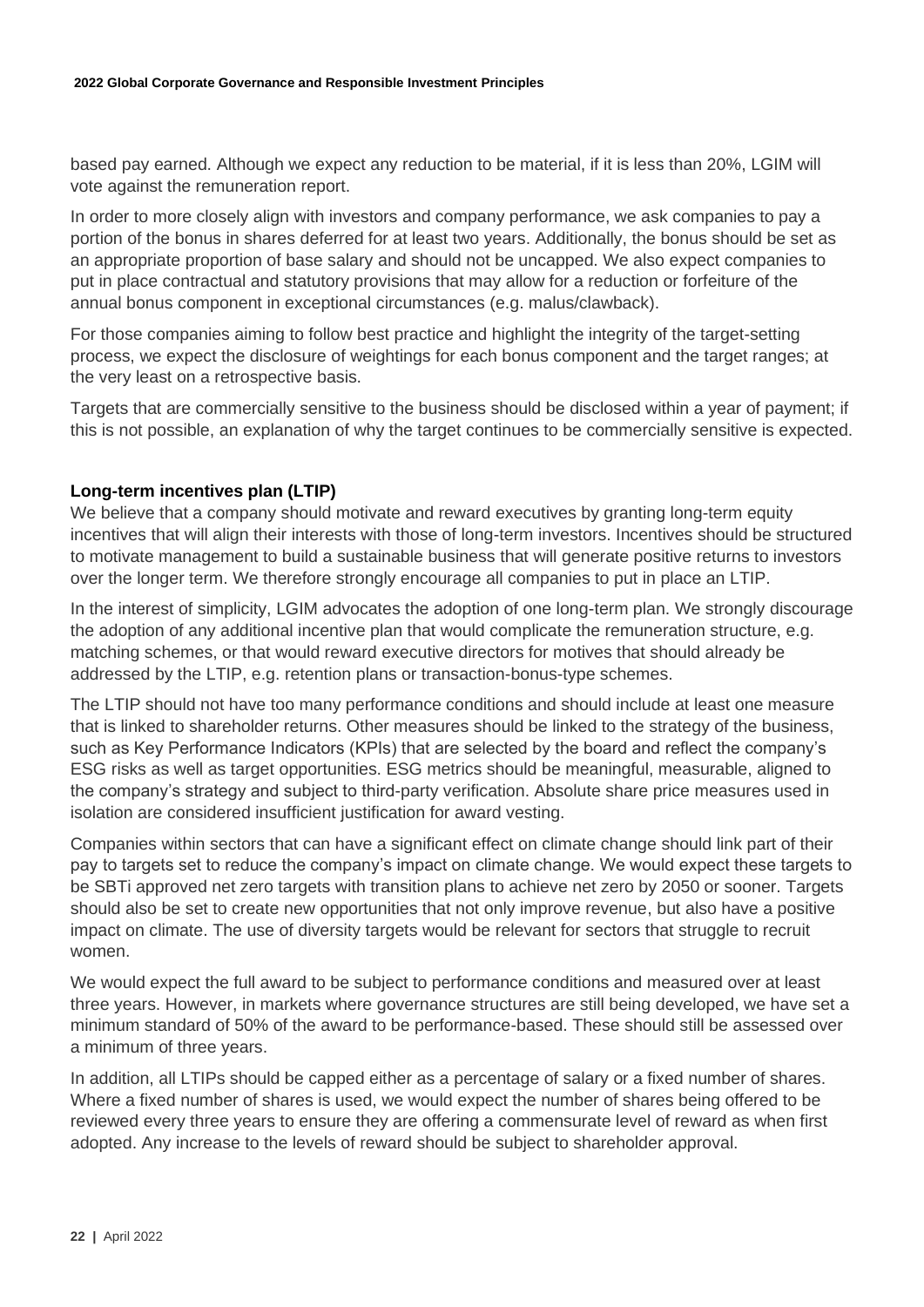based pay earned. Although we expect any reduction to be material, if it is less than 20%, LGIM will vote against the remuneration report.

In order to more closely align with investors and company performance, we ask companies to pay a portion of the bonus in shares deferred for at least two years. Additionally, the bonus should be set as an appropriate proportion of base salary and should not be uncapped. We also expect companies to put in place contractual and statutory provisions that may allow for a reduction or forfeiture of the annual bonus component in exceptional circumstances (e.g. malus/clawback).

For those companies aiming to follow best practice and highlight the integrity of the target-setting process, we expect the disclosure of weightings for each bonus component and the target ranges; at the very least on a retrospective basis.

Targets that are commercially sensitive to the business should be disclosed within a year of payment; if this is not possible, an explanation of why the target continues to be commercially sensitive is expected.

**Long-term incentives plan (LTIP)**

We believe that a company should motivate and reward executives by granting long-term equity incentives that will align their interests with those of long-term investors. Incentives should be structured to motivate management to build a sustainable business that will generate positive returns to investors over the longer term. We therefore strongly encourage all companies to put in place an LTIP.

In the interest of simplicity, LGIM advocates the adoption of one long-term plan. We strongly discourage the adoption of any additional incentive plan that would complicate the remuneration structure, e.g. matching schemes, or that would reward executive directors for motives that should already be addressed by the LTIP, e.g. retention plans or transaction-bonus-type schemes.

The LTIP should not have too many performance conditions and should include at least one measure that is linked to shareholder returns. Other measures should be linked to the strategy of the business, such as Key Performance Indicators (KPIs) that are selected by the board and reflect the company's ESG risks as well as target opportunities. ESG metrics should be meaningful, measurable, aligned to the company's strategy and subject to third-party verification. Absolute share price measures used in isolation are considered insufficient justification for award vesting.

Companies within sectors that can have a significant effect on climate change should link part of their pay to targets set to reduce the company's impact on climate change. We would expect these targets to be SBTi approved net zero targets with transition plans to achieve net zero by 2050 or sooner. Targets should also be set to create new opportunities that not only improve revenue, but also have a positive impact on climate. The use of diversity targets would be relevant for sectors that struggle to recruit women.

We would expect the full award to be subject to performance conditions and measured over at least three years. However, in markets where governance structures are still being developed, we have set a minimum standard of 50% of the award to be performance-based. These should still be assessed over a minimum of three years.

In addition, all LTIPs should be capped either as a percentage of salary or a fixed number of shares. Where a fixed number of shares is used, we would expect the number of shares being offered to be reviewed every three years to ensure they are offering a commensurate level of reward as when first adopted. Any increase to the levels of reward should be subject to shareholder approval.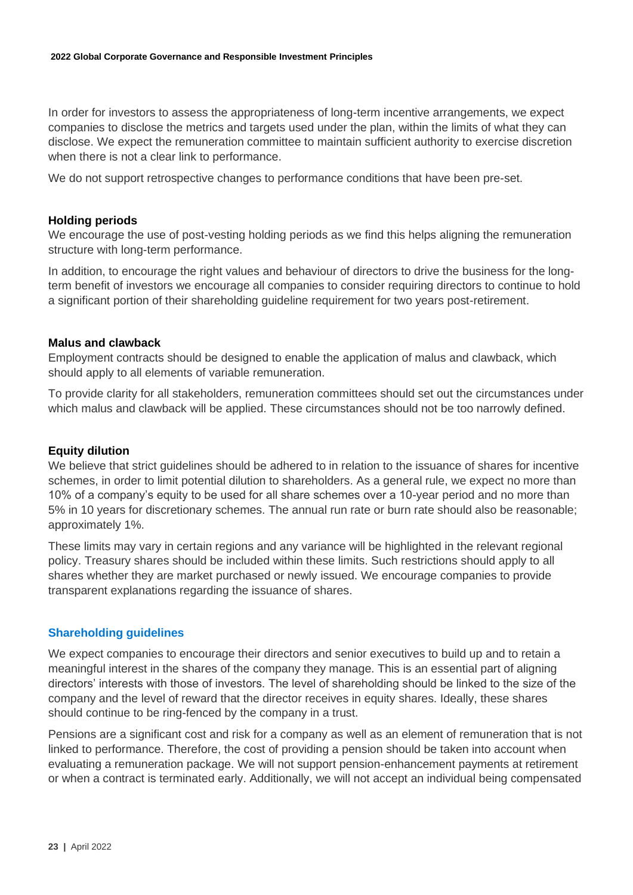In order for investors to assess the appropriateness of long-term incentive arrangements, we expect companies to disclose the metrics and targets used under the plan, within the limits of what they can disclose. We expect the remuneration committee to maintain sufficient authority to exercise discretion when there is not a clear link to performance.

We do not support retrospective changes to performance conditions that have been pre-set.

#### Holding periods

We encourage the use of post-vesting holding periods as we find this helps aligning the remuneration structure with long-term performance.

In addition, to encourage the right values and behaviour of directors to drive the business for the long-term benefit of investors we encourage all companies to consider requiring directors to continue to hold a significant portion of their shareholding guideline requirement for two years post-retirement.

#### Malus and clawback

Employment contracts should be designed to enable the application of malus and clawback, which should apply to all elements of variable remuneration.

To provide clarity for all stakeholders, remuneration committees should set out the circumstances under which malus and clawback will be applied. These circumstances should not be too narrowly defined.

#### Equity dilution

We believe that strict guidelines should be adhered to in relation to the issuance of shares for incentive schemes, in order to limit potential dilution to shareholders. As a general rule, we expect no more than 10% of a company's equity to be used for all share schemes over a 10-year period and no more than 5% in 10 years for discretionary schemes. The annual run rate or burn rate should also be reasonable; approximately 1%.

These limits may vary in certain regions and any variance will be highlighted in the relevant regional policy. Treasury shares should be included within these limits. Such restrictions should apply to all shares whether they are market purchased or newly issued. We encourage companies to provide transparent explanations regarding the issuance of shares.

### Shareholding guidelines

We expect companies to encourage their directors and senior executives to build up and to retain a meaningful interest in the shares of the company they manage. This is an essential part of aligning directors' interests with those of investors. The level of shareholding should be linked to the size of the company and the level of reward that the director receives in equity shares. Ideally, these shares should continue to be ring-fenced by the company in a trust.

Pensions are a significant cost and risk for a company as well as an element of remuneration that is not linked to performance. Therefore, the cost of providing a pension should be taken into account when evaluating a remuneration package. We will not support pension-enhancement payments at retirement or when a contract is terminated early. Additionally, we will not accept an individual being compensated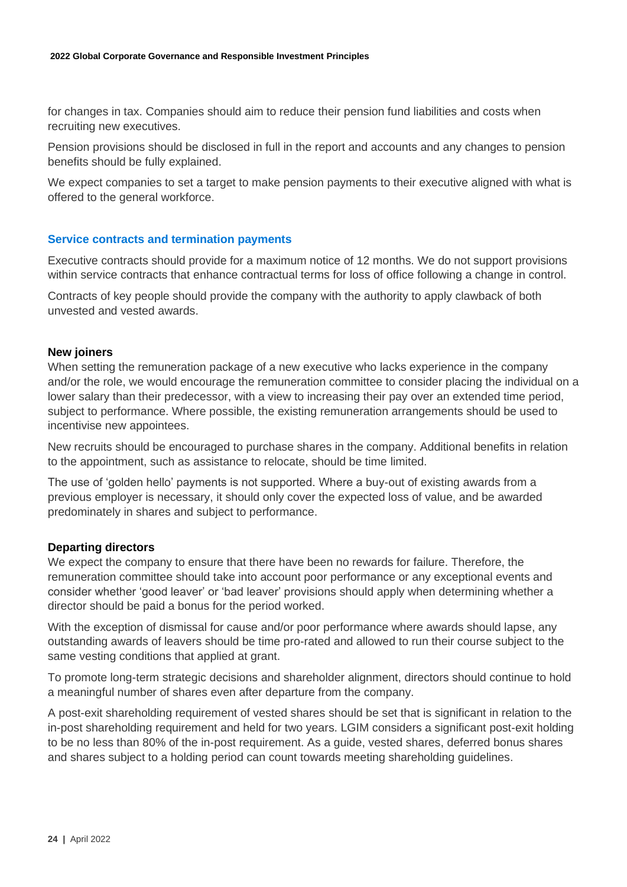for changes in tax. Companies should aim to reduce their pension fund liabilities and costs when recruiting new executives.

Pension provisions should be disclosed in full in the report and accounts and any changes to pension benefits should be fully explained.

We expect companies to set a target to make pension payments to their executive aligned with what is offered to the general workforce.

### Service contracts and termination payments

Executive contracts should provide for a maximum notice of 12 months. We do not support provisions within service contracts that enhance contractual terms for loss of office following a change in control.

Contracts of key people should provide the company with the authority to apply clawback of both unvested and vested awards.

#### New joiners

When setting the remuneration package of a new executive who lacks experience in the company and/or the role, we would encourage the remuneration committee to consider placing the individual on a lower salary than their predecessor, with a view to increasing their pay over an extended time period, subject to performance. Where possible, the existing remuneration arrangements should be used to incentivise new appointees.

New recruits should be encouraged to purchase shares in the company. Additional benefits in relation to the appointment, such as assistance to relocate, should be time limited.

The use of 'golden hello' payments is not supported. Where a buy-out of existing awards from a previous employer is necessary, it should only cover the expected loss of value, and be awarded predominately in shares and subject to performance.

#### Departing directors

We expect the company to ensure that there have been no rewards for failure. Therefore, the remuneration committee should take into account poor performance or any exceptional events and consider whether 'good leaver' or 'bad leaver' provisions should apply when determining whether a director should be paid a bonus for the period worked.

With the exception of dismissal for cause and/or poor performance where awards should lapse, any outstanding awards of leavers should be time pro-rated and allowed to run their course subject to the same vesting conditions that applied at grant.

To promote long-term strategic decisions and shareholder alignment, directors should continue to hold a meaningful number of shares even after departure from the company.

A post-exit shareholding requirement of vested shares should be set that is significant in relation to the in-post shareholding requirement and held for two years. LGIM considers a significant post-exit holding to be no less than 80% of the in-post requirement. As a guide, vested shares, deferred bonus shares and shares subject to a holding period can count towards meeting shareholding guidelines.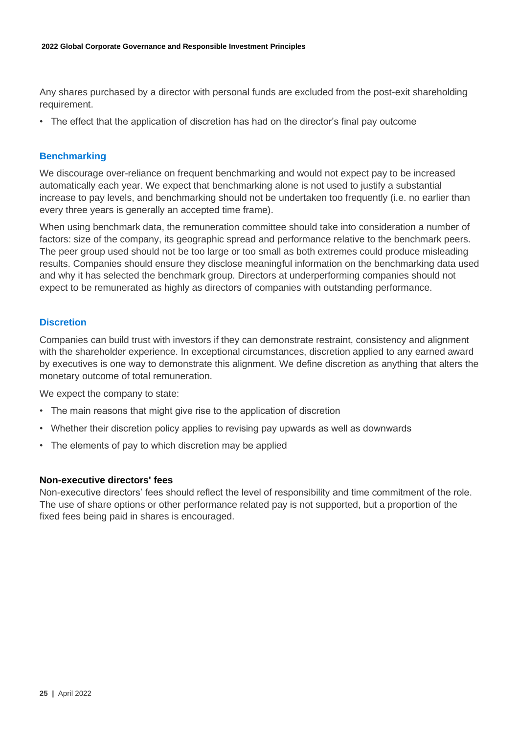Any shares purchased by a director with personal funds are excluded from the post-exit shareholding requirement.

- The effect that the application of discretion has had on the director's final pay outcome

### Benchmarking

We discourage over-reliance on frequent benchmarking and would not expect pay to be increased automatically each year. We expect that benchmarking alone is not used to justify a substantial increase to pay levels, and benchmarking should not be undertaken too frequently (i.e. no earlier than every three years is generally an accepted time frame).

When using benchmark data, the remuneration committee should take into consideration a number of factors: size of the company, its geographic spread and performance relative to the benchmark peers. The peer group used should not be too large or too small as both extremes could produce misleading results. Companies should ensure they disclose meaningful information on the benchmarking data used and why it has selected the benchmark group. Directors at underperforming companies should not expect to be remunerated as highly as directors of companies with outstanding performance.

### Discretion

Companies can build trust with investors if they can demonstrate restraint, consistency and alignment with the shareholder experience. In exceptional circumstances, discretion applied to any earned award by executives is one way to demonstrate this alignment. We define discretion as anything that alters the monetary outcome of total remuneration.

We expect the company to state:

- The main reasons that might give rise to the application of discretion
- Whether their discretion policy applies to revising pay upwards as well as downwards
- The elements of pay to which discretion may be applied

**Non-executive directors' fees**

Non-executive directors' fees should reflect the level of responsibility and time commitment of the role. The use of share options or other performance related pay is not supported, but a proportion of the fixed fees being paid in shares is encouraged.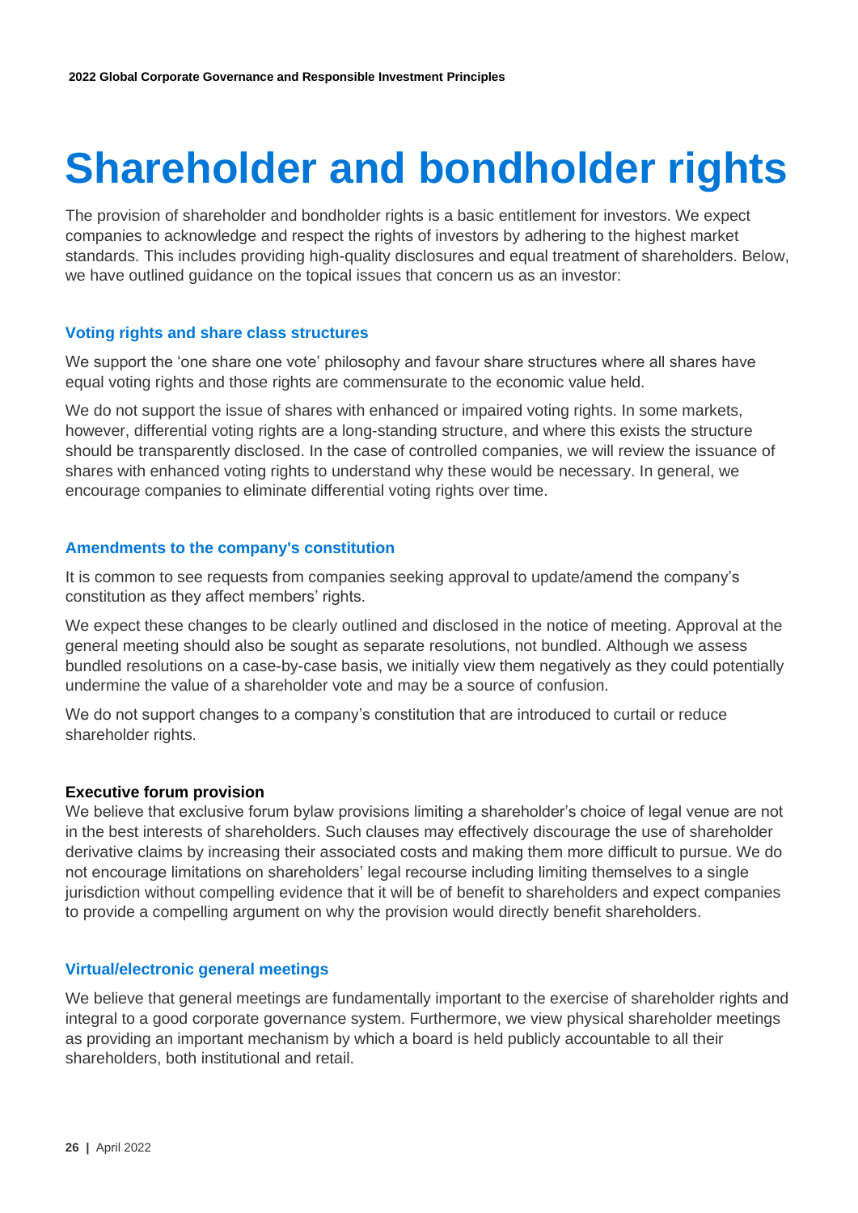# Shareholder and bondholder rights

The provision of shareholder and bondholder rights is a basic entitlement for investors. We expect companies to acknowledge and respect the rights of investors by adhering to the highest market standards. This includes providing high-quality disclosures and equal treatment of shareholders. Below, we have outlined guidance on the topical issues that concern us as an investor:

### Voting rights and share class structures

We support the 'one share one vote' philosophy and favour share structures where all shares have equal voting rights and those rights are commensurate to the economic value held.

We do not support the issue of shares with enhanced or impaired voting rights. In some markets, however, differential voting rights are a long-standing structure, and where this exists the structure should be transparently disclosed. In the case of controlled companies, we will review the issuance of shares with enhanced voting rights to understand why these would be necessary. In general, we encourage companies to eliminate differential voting rights over time.

### Amendments to the company's constitution

It is common to see requests from companies seeking approval to update/amend the company's constitution as they affect members' rights.

We expect these changes to be clearly outlined and disclosed in the notice of meeting. Approval at the general meeting should also be sought as separate resolutions, not bundled. Although we assess bundled resolutions on a case-by-case basis, we initially view them negatively as they could potentially undermine the value of a shareholder vote and may be a source of confusion.

We do not support changes to a company's constitution that are introduced to curtail or reduce shareholder rights.

#### Executive forum provision

We believe that exclusive forum bylaw provisions limiting a shareholder's choice of legal venue are not in the best interests of shareholders. Such clauses may effectively discourage the use of shareholder derivative claims by increasing their associated costs and making them more difficult to pursue. We do not encourage limitations on shareholders' legal recourse including limiting themselves to a single jurisdiction without compelling evidence that it will be of benefit to shareholders and expect companies to provide a compelling argument on why the provision would directly benefit shareholders.

### Virtual/electronic general meetings

We believe that general meetings are fundamentally important to the exercise of shareholder rights and integral to a good corporate governance system. Furthermore, we view physical shareholder meetings as providing an important mechanism by which a board is held publicly accountable to all their shareholders, both institutional and retail.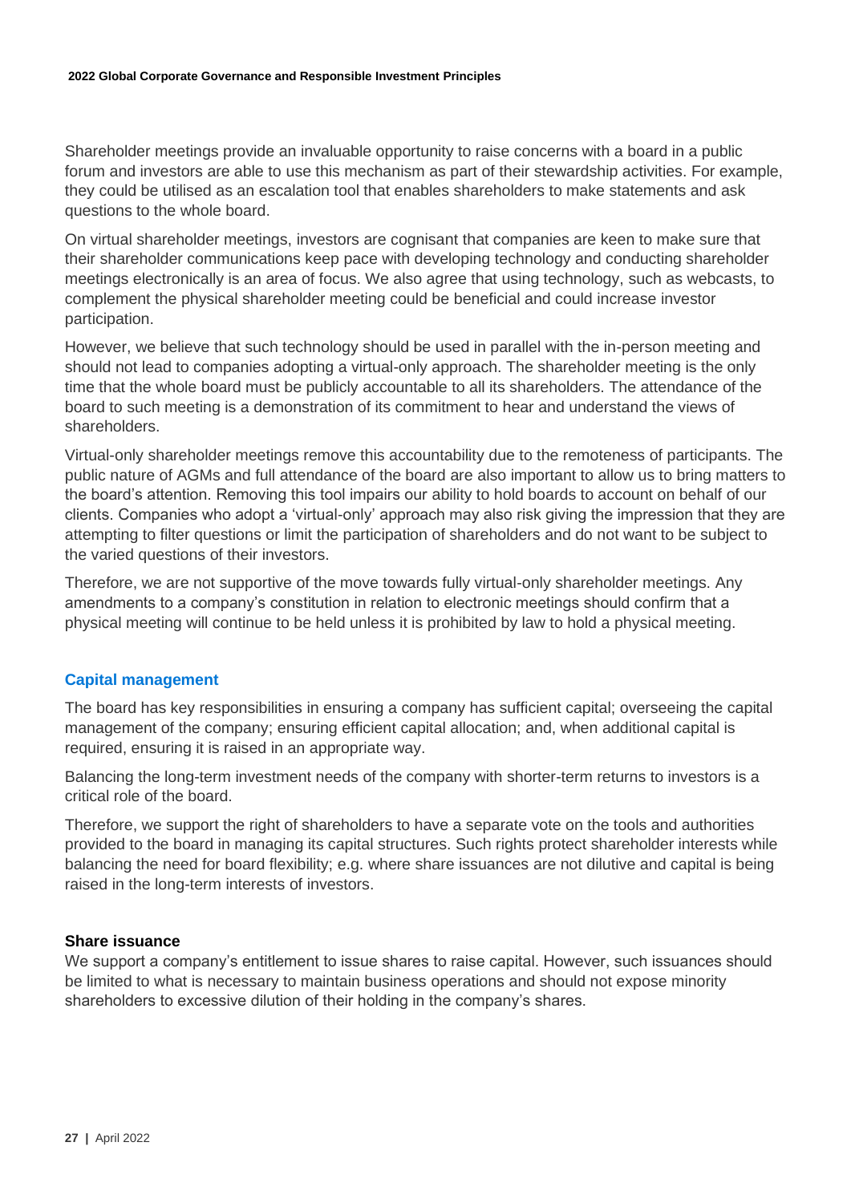Shareholder meetings provide an invaluable opportunity to raise concerns with a board in a public forum and investors are able to use this mechanism as part of their stewardship activities. For example, they could be utilised as an escalation tool that enables shareholders to make statements and ask questions to the whole board.

On virtual shareholder meetings, investors are cognisant that companies are keen to make sure that their shareholder communications keep pace with developing technology and conducting shareholder meetings electronically is an area of focus. We also agree that using technology, such as webcasts, to complement the physical shareholder meeting could be beneficial and could increase investor participation.

However, we believe that such technology should be used in parallel with the in-person meeting and should not lead to companies adopting a virtual-only approach. The shareholder meeting is the only time that the whole board must be publicly accountable to all its shareholders. The attendance of the board to such meeting is a demonstration of its commitment to hear and understand the views of shareholders.

Virtual-only shareholder meetings remove this accountability due to the remoteness of participants. The public nature of AGMs and full attendance of the board are also important to allow us to bring matters to the board's attention. Removing this tool impairs our ability to hold boards to account on behalf of our clients. Companies who adopt a 'virtual-only' approach may also risk giving the impression that they are attempting to filter questions or limit the participation of shareholders and do not want to be subject to the varied questions of their investors.

Therefore, we are not supportive of the move towards fully virtual-only shareholder meetings. Any amendments to a company's constitution in relation to electronic meetings should confirm that a physical meeting will continue to be held unless it is prohibited by law to hold a physical meeting.

## Capital management

The board has key responsibilities in ensuring a company has sufficient capital; overseeing the capital management of the company; ensuring efficient capital allocation; and, when additional capital is required, ensuring it is raised in an appropriate way.

Balancing the long-term investment needs of the company with shorter-term returns to investors is a critical role of the board.

Therefore, we support the right of shareholders to have a separate vote on the tools and authorities provided to the board in managing its capital structures. Such rights protect shareholder interests while balancing the need for board flexibility; e.g. where share issuances are not dilutive and capital is being raised in the long-term interests of investors.

### Share issuance

We support a company's entitlement to issue shares to raise capital. However, such issuances should be limited to what is necessary to maintain business operations and should not expose minority shareholders to excessive dilution of their holding in the company's shares.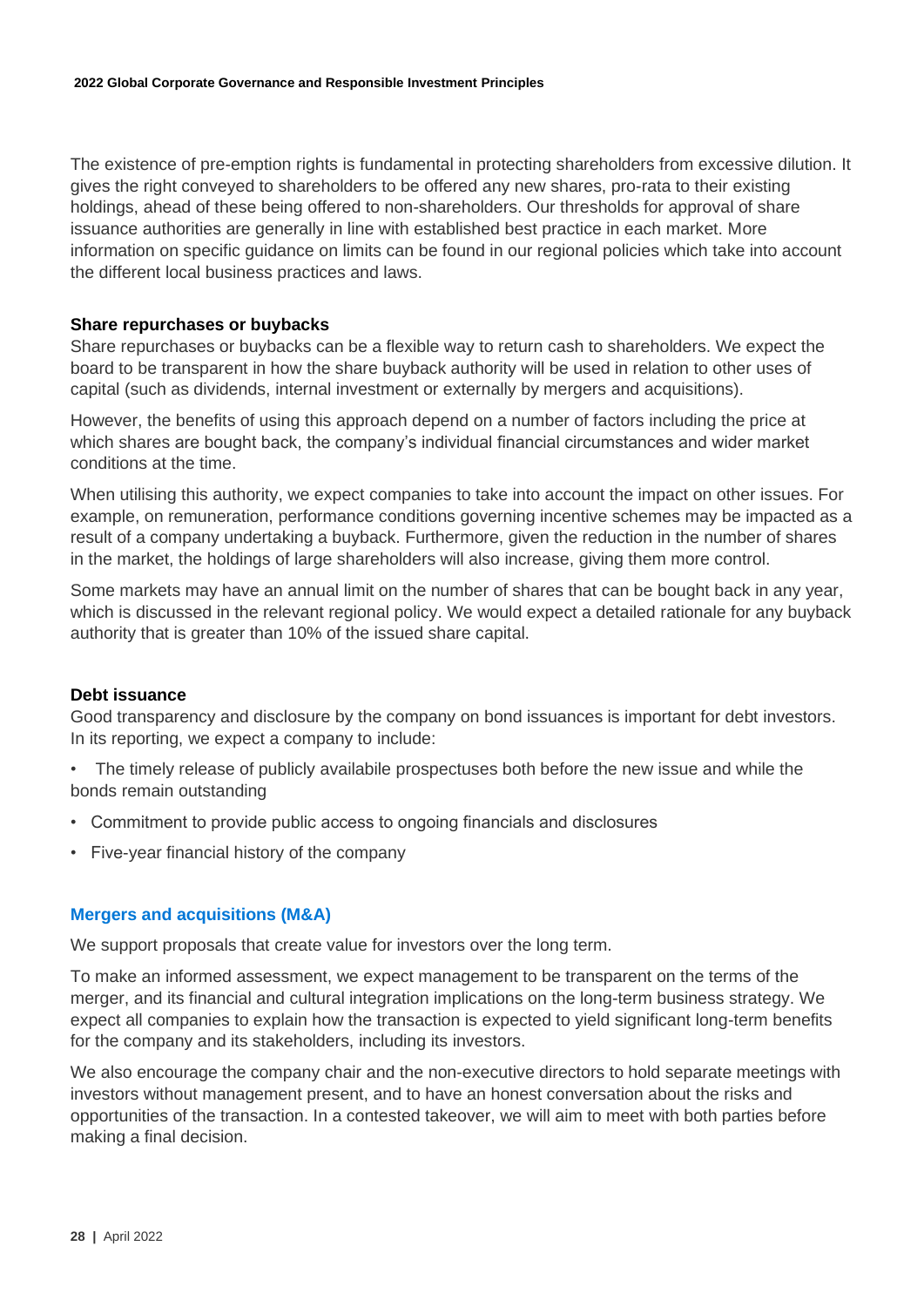The existence of pre-emption rights is fundamental in protecting shareholders from excessive dilution. It gives the right conveyed to shareholders to be offered any new shares, pro-rata to their existing holdings, ahead of these being offered to non-shareholders. Our thresholds for approval of share issuance authorities are generally in line with established best practice in each market. More information on specific guidance on limits can be found in our regional policies which take into account the different local business practices and laws.

### Share repurchases or buybacks

Share repurchases or buybacks can be a flexible way to return cash to shareholders. We expect the board to be transparent in how the share buyback authority will be used in relation to other uses of capital (such as dividends, internal investment or externally by mergers and acquisitions).

However, the benefits of using this approach depend on a number of factors including the price at which shares are bought back, the company's individual financial circumstances and wider market conditions at the time.

When utilising this authority, we expect companies to take into account the impact on other issues. For example, on remuneration, performance conditions governing incentive schemes may be impacted as a result of a company undertaking a buyback. Furthermore, given the reduction in the number of shares in the market, the holdings of large shareholders will also increase, giving them more control.

Some markets may have an annual limit on the number of shares that can be bought back in any year, which is discussed in the relevant regional policy. We would expect a detailed rationale for any buyback authority that is greater than 10% of the issued share capital.

### Debt issuance

Good transparency and disclosure by the company on bond issuances is important for debt investors. In its reporting, we expect a company to include:

- The timely release of publicly availabile prospectuses both before the new issue and while the bonds remain outstanding
- Commitment to provide public access to ongoing financials and disclosures
- Five-year financial history of the company

## Mergers and acquisitions (M&A)

We support proposals that create value for investors over the long term.

To make an informed assessment, we expect management to be transparent on the terms of the merger, and its financial and cultural integration implications on the long-term business strategy. We expect all companies to explain how the transaction is expected to yield significant long-term benefits for the company and its stakeholders, including its investors.

We also encourage the company chair and the non-executive directors to hold separate meetings with investors without management present, and to have an honest conversation about the risks and opportunities of the transaction. In a contested takeover, we will aim to meet with both parties before making a final decision.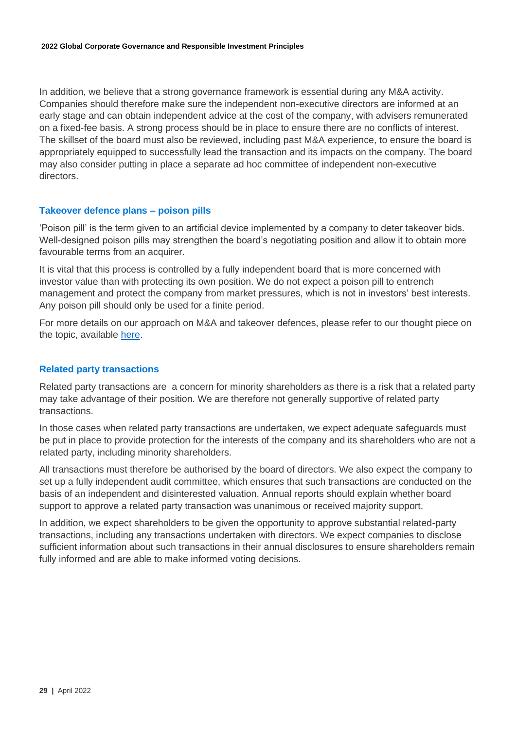In addition, we believe that a strong governance framework is essential during any M&A activity. Companies should therefore make sure the independent non-executive directors are informed at an early stage and can obtain independent advice at the cost of the company, with advisers remunerated on a fixed-fee basis. A strong process should be in place to ensure there are no conflicts of interest. The skillset of the board must also be reviewed, including past M&A experience, to ensure the board is appropriately equipped to successfully lead the transaction and its impacts on the company. The board may also consider putting in place a separate ad hoc committee of independent non-executive directors.

### Takeover defence plans – poison pills

'Poison pill' is the term given to an artificial device implemented by a company to deter takeover bids. Well-designed poison pills may strengthen the board's negotiating position and allow it to obtain more favourable terms from an acquirer.

It is vital that this process is controlled by a fully independent board that is more concerned with investor value than with protecting its own position. We do not expect a poison pill to entrench management and protect the company from market pressures, which is not in investors' best interests. Any poison pill should only be used for a finite period.

For more details on our approach on M&A and takeover defences, please refer to our thought piece on the topic, available here.

### Related party transactions

Related party transactions are  a concern for minority shareholders as there is a risk that a related party may take advantage of their position. We are therefore not generally supportive of related party transactions.

In those cases when related party transactions are undertaken, we expect adequate safeguards must be put in place to provide protection for the interests of the company and its shareholders who are not a related party, including minority shareholders.

All transactions must therefore be authorised by the board of directors. We also expect the company to set up a fully independent audit committee, which ensures that such transactions are conducted on the basis of an independent and disinterested valuation. Annual reports should explain whether board support to approve a related party transaction was unanimous or received majority support.

In addition, we expect shareholders to be given the opportunity to approve substantial related-party transactions, including any transactions undertaken with directors. We expect companies to disclose sufficient information about such transactions in their annual disclosures to ensure shareholders remain fully informed and are able to make informed voting decisions.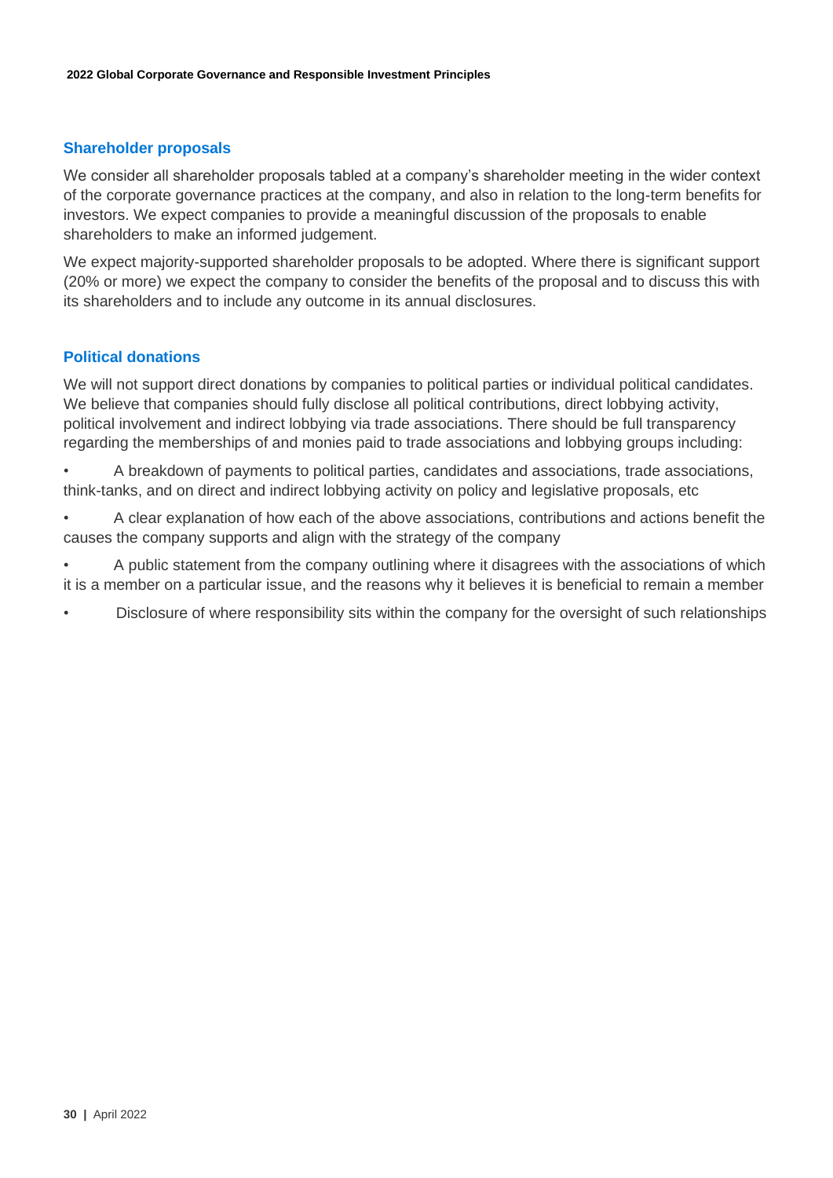## Shareholder proposals

We consider all shareholder proposals tabled at a company's shareholder meeting in the wider context of the corporate governance practices at the company, and also in relation to the long-term benefits for investors. We expect companies to provide a meaningful discussion of the proposals to enable shareholders to make an informed judgement.

We expect majority-supported shareholder proposals to be adopted. Where there is significant support (20% or more) we expect the company to consider the benefits of the proposal and to discuss this with its shareholders and to include any outcome in its annual disclosures.

## Political donations

We will not support direct donations by companies to political parties or individual political candidates. We believe that companies should fully disclose all political contributions, direct lobbying activity, political involvement and indirect lobbying via trade associations. There should be full transparency regarding the memberships of and monies paid to trade associations and lobbying groups including:

- A breakdown of payments to political parties, candidates and associations, trade associations, think-tanks, and on direct and indirect lobbying activity on policy and legislative proposals, etc
- A clear explanation of how each of the above associations, contributions and actions benefit the causes the company supports and align with the strategy of the company
- A public statement from the company outlining where it disagrees with the associations of which it is a member on a particular issue, and the reasons why it believes it is beneficial to remain a member
- Disclosure of where responsibility sits within the company for the oversight of such relationships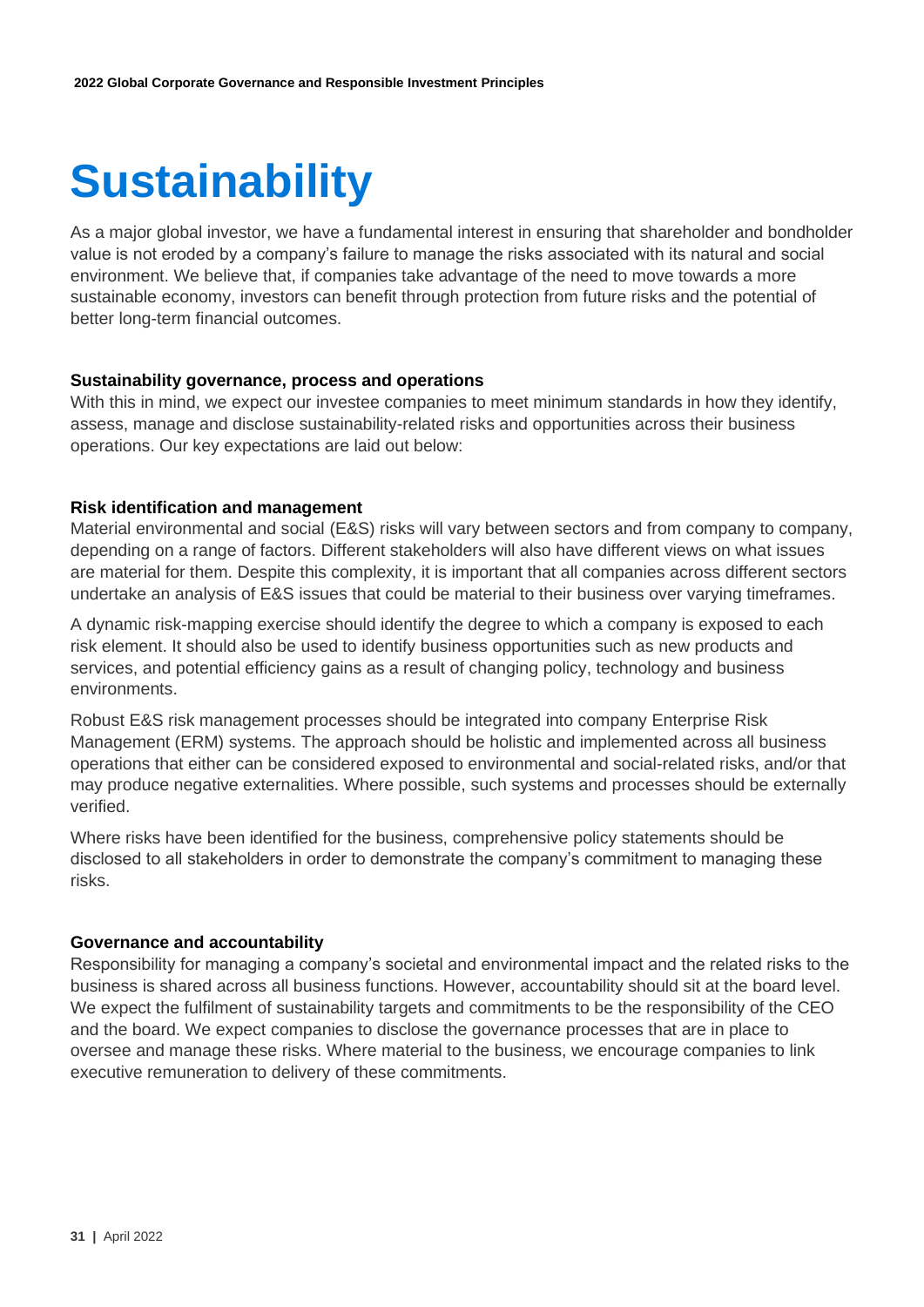# Sustainability

As a major global investor, we have a fundamental interest in ensuring that shareholder and bondholder value is not eroded by a company's failure to manage the risks associated with its natural and social environment. We believe that, if companies take advantage of the need to move towards a more sustainable economy, investors can benefit through protection from future risks and the potential of better long-term financial outcomes.

### Sustainability governance, process and operations

With this in mind, we expect our investee companies to meet minimum standards in how they identify, assess, manage and disclose sustainability-related risks and opportunities across their business operations. Our key expectations are laid out below:

### Risk identification and management

Material environmental and social (E&S) risks will vary between sectors and from company to company, depending on a range of factors. Different stakeholders will also have different views on what issues are material for them. Despite this complexity, it is important that all companies across different sectors undertake an analysis of E&S issues that could be material to their business over varying timeframes.

A dynamic risk-mapping exercise should identify the degree to which a company is exposed to each risk element. It should also be used to identify business opportunities such as new products and services, and potential efficiency gains as a result of changing policy, technology and business environments.

Robust E&S risk management processes should be integrated into company Enterprise Risk Management (ERM) systems. The approach should be holistic and implemented across all business operations that either can be considered exposed to environmental and social-related risks, and/or that may produce negative externalities. Where possible, such systems and processes should be externally verified.

Where risks have been identified for the business, comprehensive policy statements should be disclosed to all stakeholders in order to demonstrate the company's commitment to managing these risks.

### Governance and accountability

Responsibility for managing a company's societal and environmental impact and the related risks to the business is shared across all business functions. However, accountability should sit at the board level. We expect the fulfilment of sustainability targets and commitments to be the responsibility of the CEO and the board. We expect companies to disclose the governance processes that are in place to oversee and manage these risks. Where material to the business, we encourage companies to link executive remuneration to delivery of these commitments.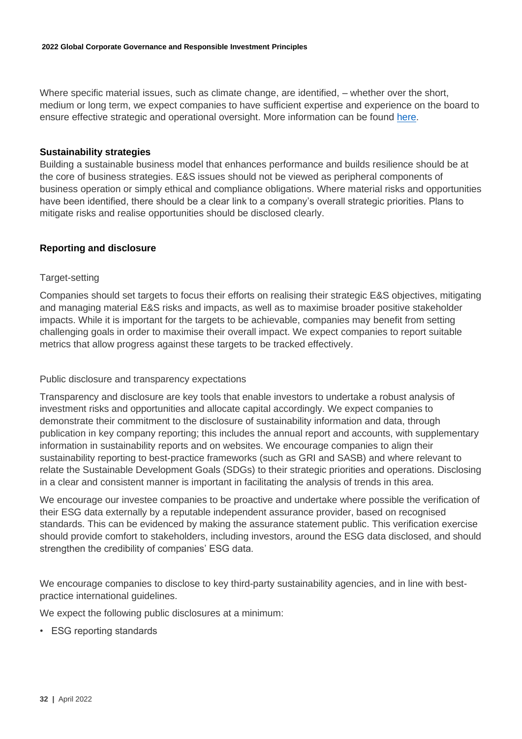Where specific material issues, such as climate change, are identified, – whether over the short, medium or long term, we expect companies to have sufficient expertise and experience on the board to ensure effective strategic and operational oversight. More information can be found here.

**Sustainability strategies**

Building a sustainable business model that enhances performance and builds resilience should be at the core of business strategies. E&S issues should not be viewed as peripheral components of business operation or simply ethical and compliance obligations. Where material risks and opportunities have been identified, there should be a clear link to a company's overall strategic priorities. Plans to mitigate risks and realise opportunities should be disclosed clearly.

**Reporting and disclosure**

Target-setting

Companies should set targets to focus their efforts on realising their strategic E&S objectives, mitigating and managing material E&S risks and impacts, as well as to maximise broader positive stakeholder impacts. While it is important for the targets to be achievable, companies may benefit from setting challenging goals in order to maximise their overall impact. We expect companies to report suitable metrics that allow progress against these targets to be tracked effectively.

Public disclosure and transparency expectations

Transparency and disclosure are key tools that enable investors to undertake a robust analysis of investment risks and opportunities and allocate capital accordingly. We expect companies to demonstrate their commitment to the disclosure of sustainability information and data, through publication in key company reporting; this includes the annual report and accounts, with supplementary information in sustainability reports and on websites. We encourage companies to align their sustainability reporting to best-practice frameworks (such as GRI and SASB) and where relevant to relate the Sustainable Development Goals (SDGs) to their strategic priorities and operations. Disclosing in a clear and consistent manner is important in facilitating the analysis of trends in this area.

We encourage our investee companies to be proactive and undertake where possible the verification of their ESG data externally by a reputable independent assurance provider, based on recognised standards. This can be evidenced by making the assurance statement public. This verification exercise should provide comfort to stakeholders, including investors, around the ESG data disclosed, and should strengthen the credibility of companies' ESG data.

We encourage companies to disclose to key third-party sustainability agencies, and in line with best-practice international guidelines.

We expect the following public disclosures at a minimum:

- ESG reporting standards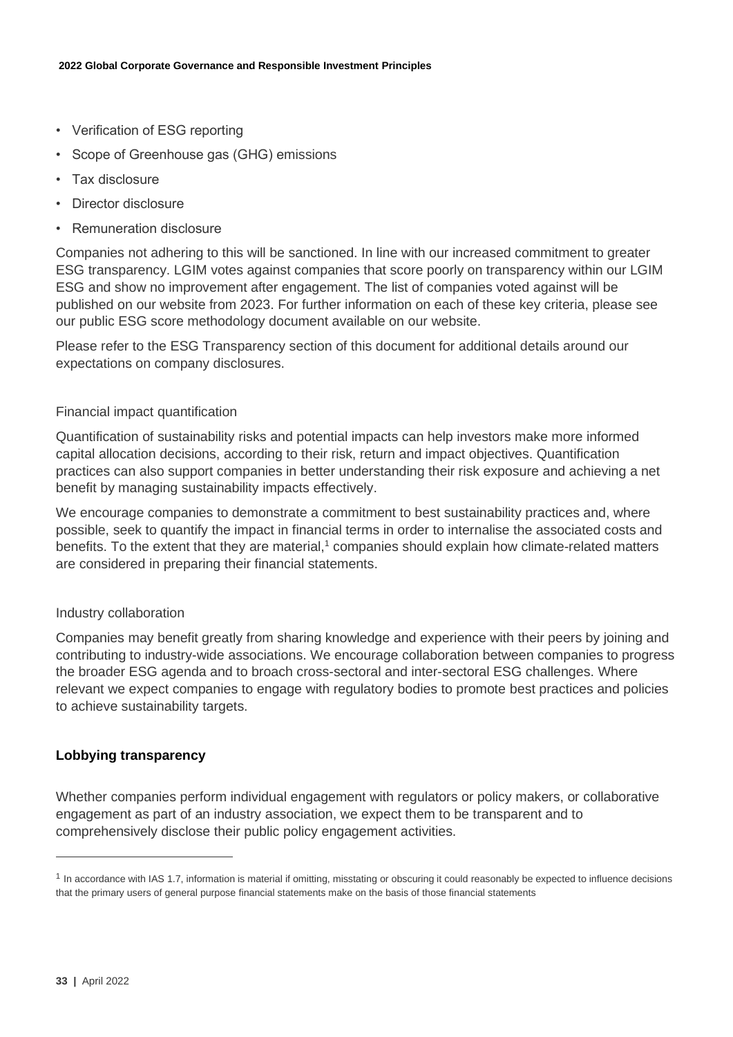- Verification of ESG reporting
- Scope of Greenhouse gas (GHG) emissions
- Tax disclosure
- Director disclosure
- Remuneration disclosure

Companies not adhering to this will be sanctioned. In line with our increased commitment to greater ESG transparency. LGIM votes against companies that score poorly on transparency within our LGIM ESG and show no improvement after engagement. The list of companies voted against will be published on our website from 2023. For further information on each of these key criteria, please see our public ESG score methodology document available on our website.

Please refer to the ESG Transparency section of this document for additional details around our expectations on company disclosures.

### Financial impact quantification

Quantification of sustainability risks and potential impacts can help investors make more informed capital allocation decisions, according to their risk, return and impact objectives. Quantification practices can also support companies in better understanding their risk exposure and achieving a net benefit by managing sustainability impacts effectively.

We encourage companies to demonstrate a commitment to best sustainability practices and, where possible, seek to quantify the impact in financial terms in order to internalise the associated costs and benefits. To the extent that they are material,[1] companies should explain how climate-related matters are considered in preparing their financial statements.

### Industry collaboration

Companies may benefit greatly from sharing knowledge and experience with their peers by joining and contributing to industry-wide associations. We encourage collaboration between companies to progress the broader ESG agenda and to broach cross-sectoral and inter-sectoral ESG challenges. Where relevant we expect companies to engage with regulatory bodies to promote best practices and policies to achieve sustainability targets.

## Lobbying transparency

Whether companies perform individual engagement with regulators or policy makers, or collaborative engagement as part of an industry association, we expect them to be transparent and to comprehensively disclose their public policy engagement activities.

---

[1] In accordance with IAS 1.7, information is material if omitting, misstating or obscuring it could reasonably be expected to influence decisions that the primary users of general purpose financial statements make on the basis of those financial statements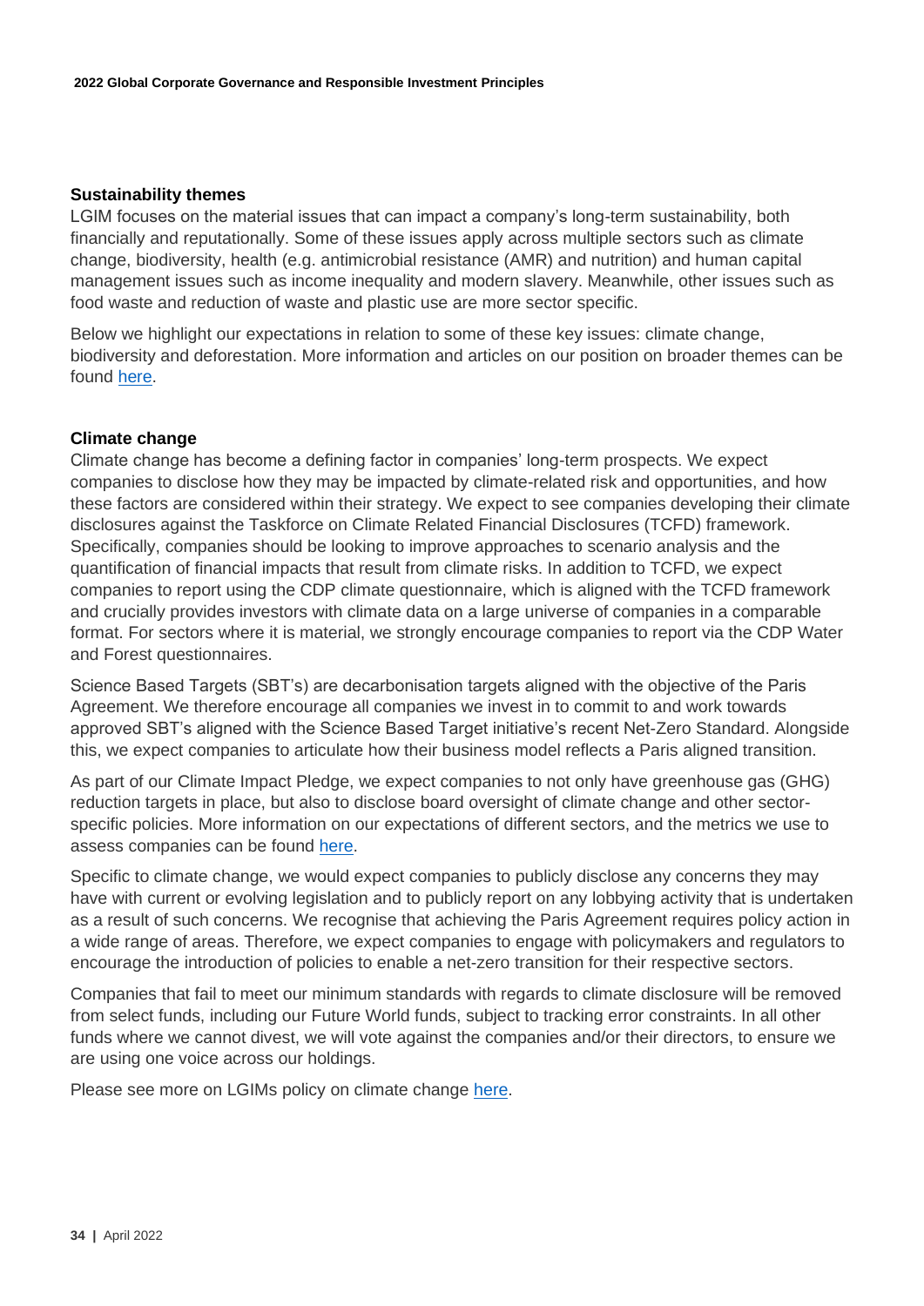## Sustainability themes

LGIM focuses on the material issues that can impact a company's long-term sustainability, both financially and reputationally. Some of these issues apply across multiple sectors such as climate change, biodiversity, health (e.g. antimicrobial resistance (AMR) and nutrition) and human capital management issues such as income inequality and modern slavery. Meanwhile, other issues such as food waste and reduction of waste and plastic use are more sector specific.

Below we highlight our expectations in relation to some of these key issues: climate change, biodiversity and deforestation. More information and articles on our position on broader themes can be found here.

## Climate change

Climate change has become a defining factor in companies' long-term prospects. We expect companies to disclose how they may be impacted by climate-related risk and opportunities, and how these factors are considered within their strategy. We expect to see companies developing their climate disclosures against the Taskforce on Climate Related Financial Disclosures (TCFD) framework. Specifically, companies should be looking to improve approaches to scenario analysis and the quantification of financial impacts that result from climate risks. In addition to TCFD, we expect companies to report using the CDP climate questionnaire, which is aligned with the TCFD framework and crucially provides investors with climate data on a large universe of companies in a comparable format. For sectors where it is material, we strongly encourage companies to report via the CDP Water and Forest questionnaires.

Science Based Targets (SBT's) are decarbonisation targets aligned with the objective of the Paris Agreement. We therefore encourage all companies we invest in to commit to and work towards approved SBT's aligned with the Science Based Target initiative's recent Net-Zero Standard. Alongside this, we expect companies to articulate how their business model reflects a Paris aligned transition.

As part of our Climate Impact Pledge, we expect companies to not only have greenhouse gas (GHG) reduction targets in place, but also to disclose board oversight of climate change and other sector-specific policies. More information on our expectations of different sectors, and the metrics we use to assess companies can be found here.

Specific to climate change, we would expect companies to publicly disclose any concerns they may have with current or evolving legislation and to publicly report on any lobbying activity that is undertaken as a result of such concerns. We recognise that achieving the Paris Agreement requires policy action in a wide range of areas. Therefore, we expect companies to engage with policymakers and regulators to encourage the introduction of policies to enable a net-zero transition for their respective sectors.

Companies that fail to meet our minimum standards with regards to climate disclosure will be removed from select funds, including our Future World funds, subject to tracking error constraints. In all other funds where we cannot divest, we will vote against the companies and/or their directors, to ensure we are using one voice across our holdings.

Please see more on LGIMs policy on climate change here.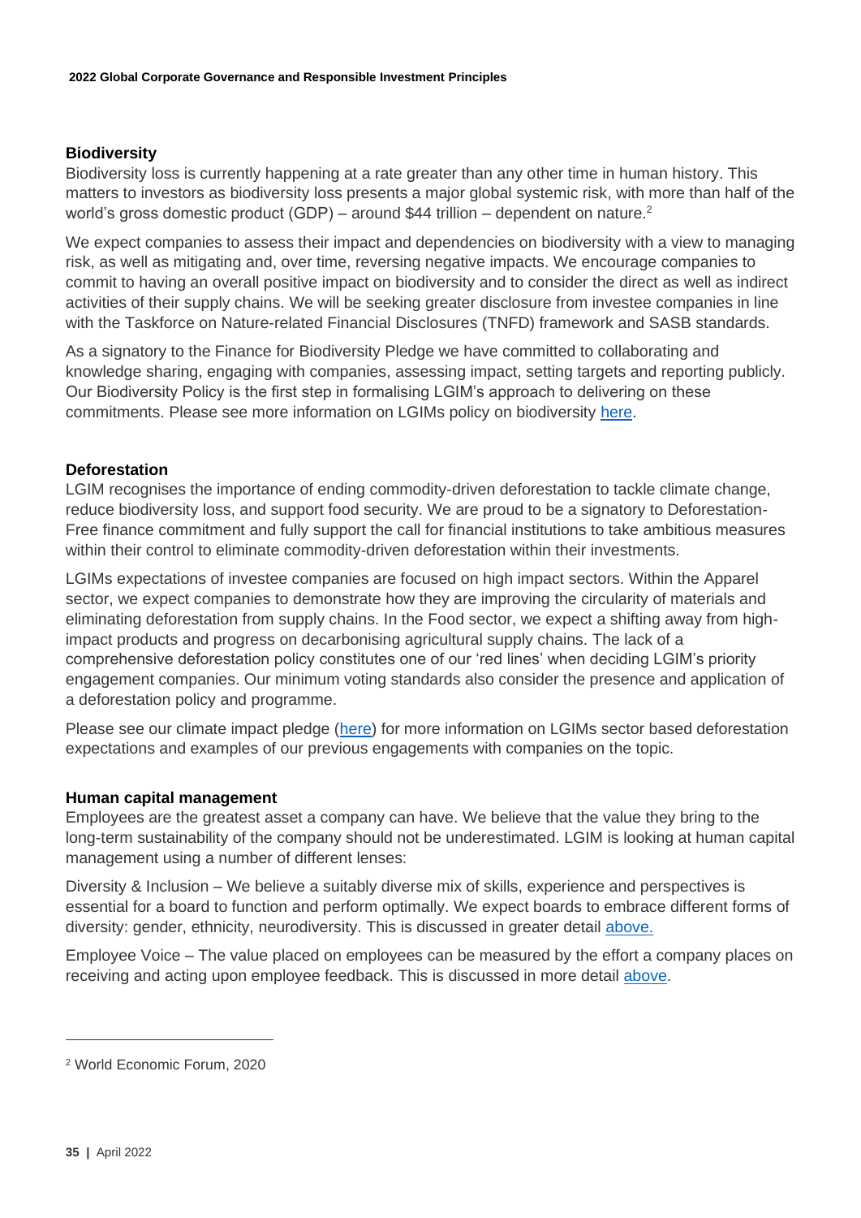### Biodiversity

Biodiversity loss is currently happening at a rate greater than any other time in human history. This matters to investors as biodiversity loss presents a major global systemic risk, with more than half of the world's gross domestic product (GDP) – around $44 trillion – dependent on nature.[2]

We expect companies to assess their impact and dependencies on biodiversity with a view to managing risk, as well as mitigating and, over time, reversing negative impacts. We encourage companies to commit to having an overall positive impact on biodiversity and to consider the direct as well as indirect activities of their supply chains. We will be seeking greater disclosure from investee companies in line with the Taskforce on Nature-related Financial Disclosures (TNFD) framework and SASB standards.

As a signatory to the Finance for Biodiversity Pledge we have committed to collaborating and knowledge sharing, engaging with companies, assessing impact, setting targets and reporting publicly. Our Biodiversity Policy is the first step in formalising LGIM's approach to delivering on these commitments. Please see more information on LGIMs policy on biodiversity here.

### Deforestation

LGIM recognises the importance of ending commodity-driven deforestation to tackle climate change, reduce biodiversity loss, and support food security. We are proud to be a signatory to Deforestation-Free finance commitment and fully support the call for financial institutions to take ambitious measures within their control to eliminate commodity-driven deforestation within their investments.

LGIMs expectations of investee companies are focused on high impact sectors. Within the Apparel sector, we expect companies to demonstrate how they are improving the circularity of materials and eliminating deforestation from supply chains. In the Food sector, we expect a shifting away from high-impact products and progress on decarbonising agricultural supply chains. The lack of a comprehensive deforestation policy constitutes one of our 'red lines' when deciding LGIM's priority engagement companies. Our minimum voting standards also consider the presence and application of a deforestation policy and programme.

Please see our climate impact pledge (here) for more information on LGIMs sector based deforestation expectations and examples of our previous engagements with companies on the topic.

### Human capital management

Employees are the greatest asset a company can have. We believe that the value they bring to the long-term sustainability of the company should not be underestimated. LGIM is looking at human capital management using a number of different lenses:

Diversity & Inclusion – We believe a suitably diverse mix of skills, experience and perspectives is essential for a board to function and perform optimally. We expect boards to embrace different forms of diversity: gender, ethnicity, neurodiversity. This is discussed in greater detail above.

Employee Voice – The value placed on employees can be measured by the effort a company places on receiving and acting upon employee feedback. This is discussed in more detail above.

---

[2] World Economic Forum, 2020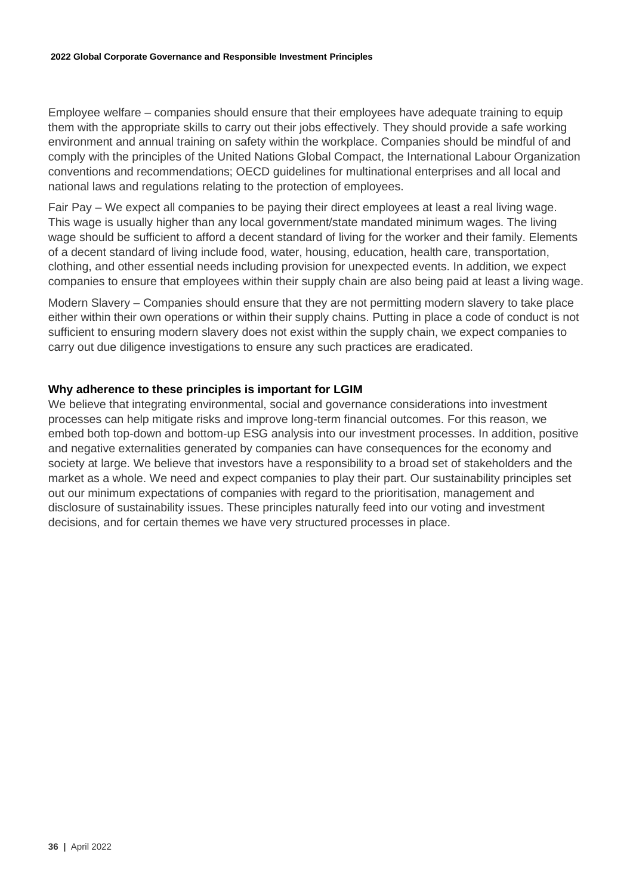Employee welfare – companies should ensure that their employees have adequate training to equip them with the appropriate skills to carry out their jobs effectively. They should provide a safe working environment and annual training on safety within the workplace. Companies should be mindful of and comply with the principles of the United Nations Global Compact, the International Labour Organization conventions and recommendations; OECD guidelines for multinational enterprises and all local and national laws and regulations relating to the protection of employees.

Fair Pay – We expect all companies to be paying their direct employees at least a real living wage. This wage is usually higher than any local government/state mandated minimum wages. The living wage should be sufficient to afford a decent standard of living for the worker and their family. Elements of a decent standard of living include food, water, housing, education, health care, transportation, clothing, and other essential needs including provision for unexpected events. In addition, we expect companies to ensure that employees within their supply chain are also being paid at least a living wage.

Modern Slavery – Companies should ensure that they are not permitting modern slavery to take place either within their own operations or within their supply chains. Putting in place a code of conduct is not sufficient to ensuring modern slavery does not exist within the supply chain, we expect companies to carry out due diligence investigations to ensure any such practices are eradicated.

**Why adherence to these principles is important for LGIM**

We believe that integrating environmental, social and governance considerations into investment processes can help mitigate risks and improve long-term financial outcomes. For this reason, we embed both top-down and bottom-up ESG analysis into our investment processes. In addition, positive and negative externalities generated by companies can have consequences for the economy and society at large. We believe that investors have a responsibility to a broad set of stakeholders and the market as a whole. We need and expect companies to play their part. Our sustainability principles set out our minimum expectations of companies with regard to the prioritisation, management and disclosure of sustainability issues. These principles naturally feed into our voting and investment decisions, and for certain themes we have very structured processes in place.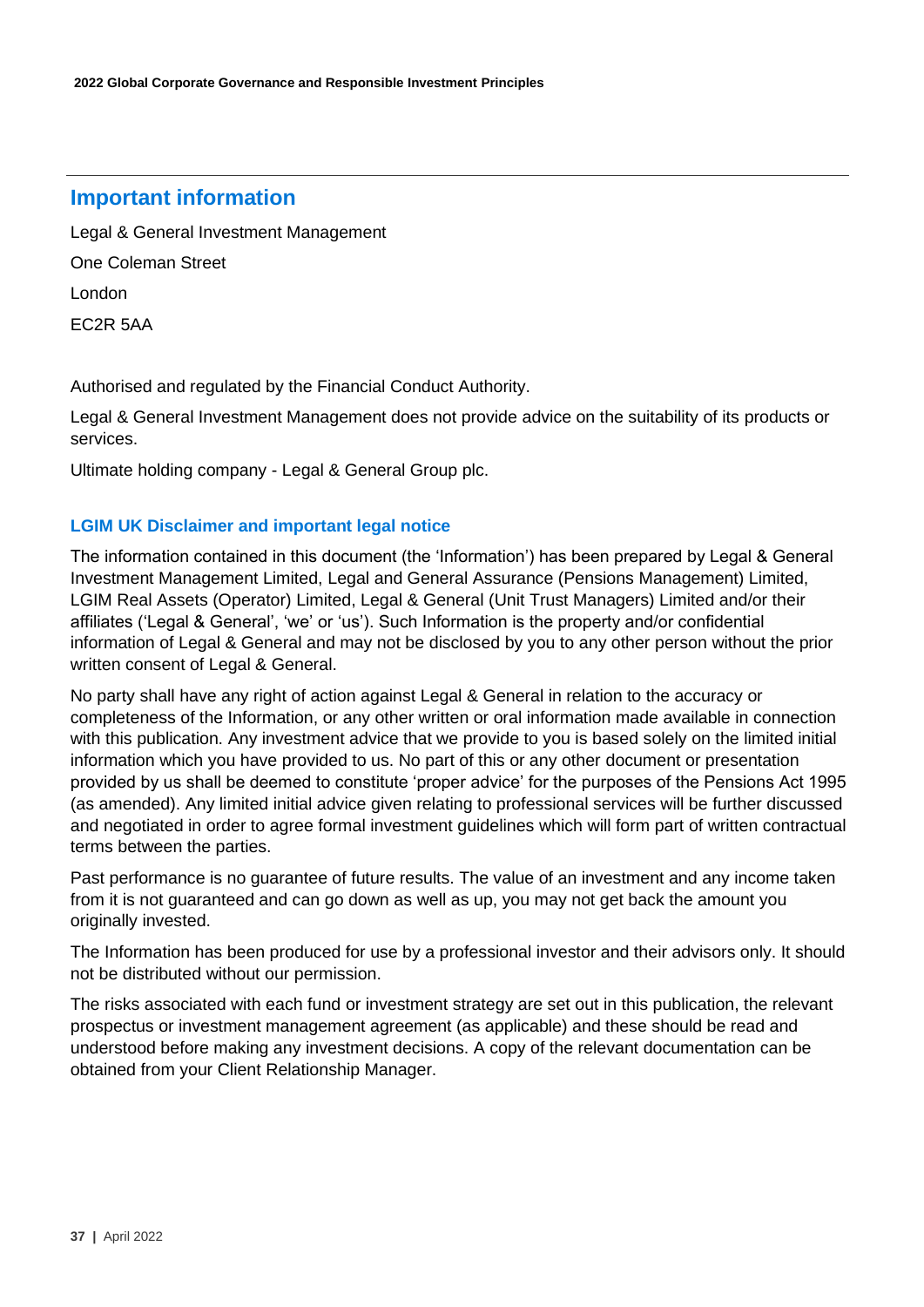## Important information

Legal & General Investment Management

One Coleman Street

London

EC2R 5AA

Authorised and regulated by the Financial Conduct Authority.

Legal & General Investment Management does not provide advice on the suitability of its products or services.

Ultimate holding company - Legal & General Group plc.

### LGIM UK Disclaimer and important legal notice

The information contained in this document (the 'Information') has been prepared by Legal & General Investment Management Limited, Legal and General Assurance (Pensions Management) Limited, LGIM Real Assets (Operator) Limited, Legal & General (Unit Trust Managers) Limited and/or their affiliates ('Legal & General', 'we' or 'us'). Such Information is the property and/or confidential information of Legal & General and may not be disclosed by you to any other person without the prior written consent of Legal & General.

No party shall have any right of action against Legal & General in relation to the accuracy or completeness of the Information, or any other written or oral information made available in connection with this publication. Any investment advice that we provide to you is based solely on the limited initial information which you have provided to us. No part of this or any other document or presentation provided by us shall be deemed to constitute 'proper advice' for the purposes of the Pensions Act 1995 (as amended). Any limited initial advice given relating to professional services will be further discussed and negotiated in order to agree formal investment guidelines which will form part of written contractual terms between the parties.

Past performance is no guarantee of future results. The value of an investment and any income taken from it is not guaranteed and can go down as well as up, you may not get back the amount you originally invested.

The Information has been produced for use by a professional investor and their advisors only. It should not be distributed without our permission.

The risks associated with each fund or investment strategy are set out in this publication, the relevant prospectus or investment management agreement (as applicable) and these should be read and understood before making any investment decisions. A copy of the relevant documentation can be obtained from your Client Relationship Manager.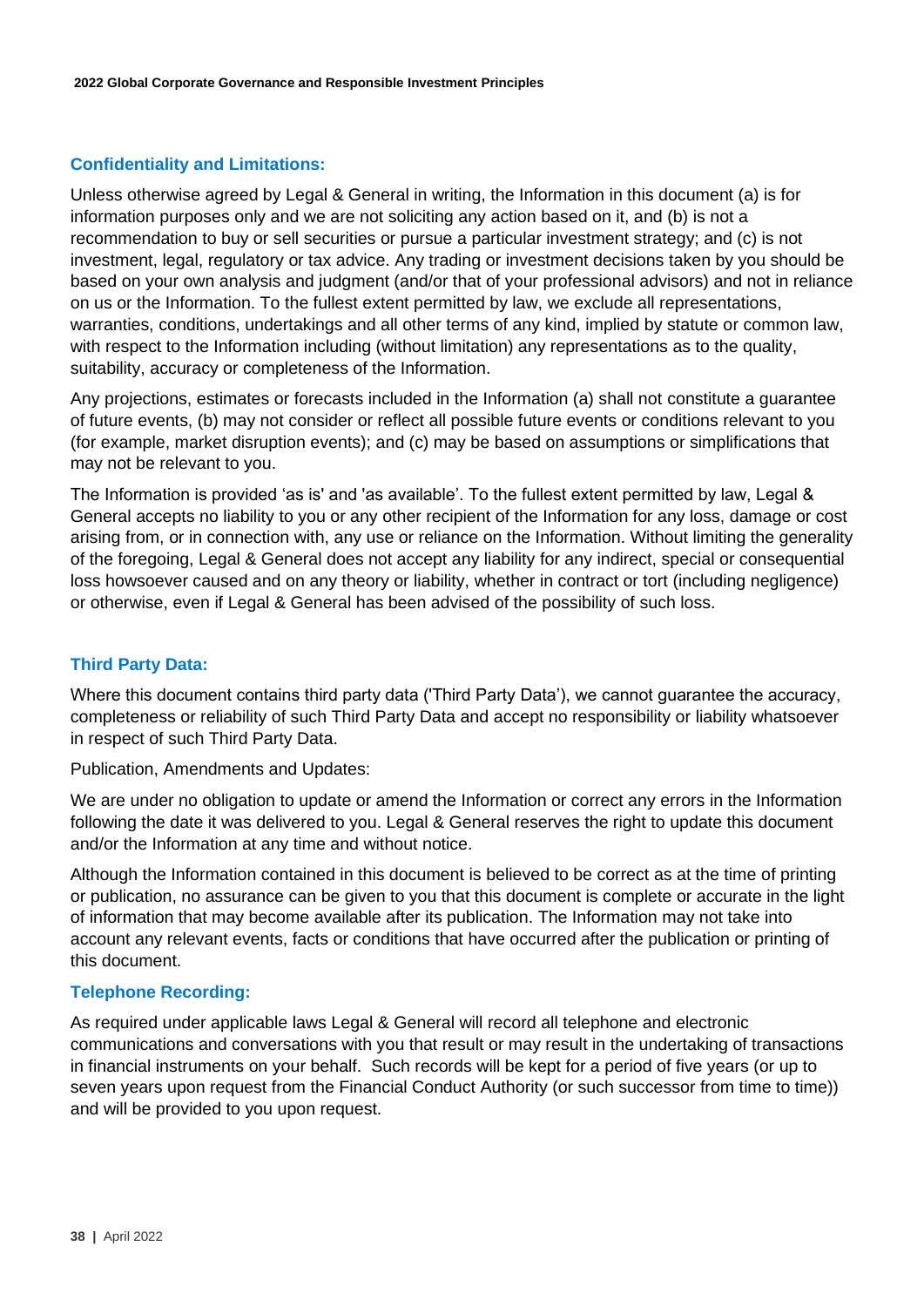### Confidentiality and Limitations:

Unless otherwise agreed by Legal & General in writing, the Information in this document (a) is for information purposes only and we are not soliciting any action based on it, and (b) is not a recommendation to buy or sell securities or pursue a particular investment strategy; and (c) is not investment, legal, regulatory or tax advice. Any trading or investment decisions taken by you should be based on your own analysis and judgment (and/or that of your professional advisors) and not in reliance on us or the Information. To the fullest extent permitted by law, we exclude all representations, warranties, conditions, undertakings and all other terms of any kind, implied by statute or common law, with respect to the Information including (without limitation) any representations as to the quality, suitability, accuracy or completeness of the Information.

Any projections, estimates or forecasts included in the Information (a) shall not constitute a guarantee of future events, (b) may not consider or reflect all possible future events or conditions relevant to you (for example, market disruption events); and (c) may be based on assumptions or simplifications that may not be relevant to you.

The Information is provided 'as is' and 'as available'. To the fullest extent permitted by law, Legal & General accepts no liability to you or any other recipient of the Information for any loss, damage or cost arising from, or in connection with, any use or reliance on the Information. Without limiting the generality of the foregoing, Legal & General does not accept any liability for any indirect, special or consequential loss howsoever caused and on any theory or liability, whether in contract or tort (including negligence) or otherwise, even if Legal & General has been advised of the possibility of such loss.

### Third Party Data:

Where this document contains third party data ('Third Party Data'), we cannot guarantee the accuracy, completeness or reliability of such Third Party Data and accept no responsibility or liability whatsoever in respect of such Third Party Data.

Publication, Amendments and Updates:

We are under no obligation to update or amend the Information or correct any errors in the Information following the date it was delivered to you. Legal & General reserves the right to update this document and/or the Information at any time and without notice.

Although the Information contained in this document is believed to be correct as at the time of printing or publication, no assurance can be given to you that this document is complete or accurate in the light of information that may become available after its publication. The Information may not take into account any relevant events, facts or conditions that have occurred after the publication or printing of this document.

### Telephone Recording:

As required under applicable laws Legal & General will record all telephone and electronic communications and conversations with you that result or may result in the undertaking of transactions in financial instruments on your behalf. Such records will be kept for a period of five years (or up to seven years upon request from the Financial Conduct Authority (or such successor from time to time)) and will be provided to you upon request.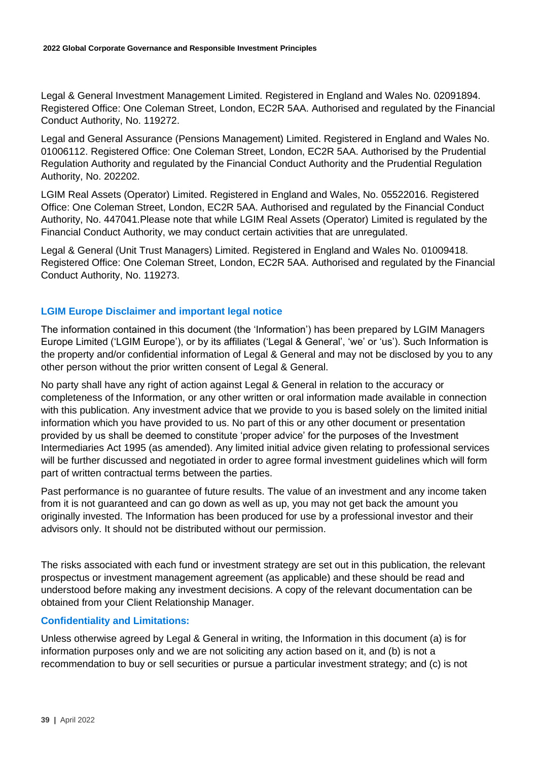Legal & General Investment Management Limited. Registered in England and Wales No. 02091894. Registered Office: One Coleman Street, London, EC2R 5AA. Authorised and regulated by the Financial Conduct Authority, No. 119272.

Legal and General Assurance (Pensions Management) Limited. Registered in England and Wales No. 01006112. Registered Office: One Coleman Street, London, EC2R 5AA. Authorised by the Prudential Regulation Authority and regulated by the Financial Conduct Authority and the Prudential Regulation Authority, No. 202202.

LGIM Real Assets (Operator) Limited. Registered in England and Wales, No. 05522016. Registered Office: One Coleman Street, London, EC2R 5AA. Authorised and regulated by the Financial Conduct Authority, No. 447041.Please note that while LGIM Real Assets (Operator) Limited is regulated by the Financial Conduct Authority, we may conduct certain activities that are unregulated.

Legal & General (Unit Trust Managers) Limited. Registered in England and Wales No. 01009418. Registered Office: One Coleman Street, London, EC2R 5AA. Authorised and regulated by the Financial Conduct Authority, No. 119273.

## LGIM Europe Disclaimer and important legal notice

The information contained in this document (the 'Information') has been prepared by LGIM Managers Europe Limited ('LGIM Europe'), or by its affiliates ('Legal & General', 'we' or 'us'). Such Information is the property and/or confidential information of Legal & General and may not be disclosed by you to any other person without the prior written consent of Legal & General.

No party shall have any right of action against Legal & General in relation to the accuracy or completeness of the Information, or any other written or oral information made available in connection with this publication. Any investment advice that we provide to you is based solely on the limited initial information which you have provided to us. No part of this or any other document or presentation provided by us shall be deemed to constitute 'proper advice' for the purposes of the Investment Intermediaries Act 1995 (as amended). Any limited initial advice given relating to professional services will be further discussed and negotiated in order to agree formal investment guidelines which will form part of written contractual terms between the parties.

Past performance is no guarantee of future results. The value of an investment and any income taken from it is not guaranteed and can go down as well as up, you may not get back the amount you originally invested. The Information has been produced for use by a professional investor and their advisors only. It should not be distributed without our permission.

The risks associated with each fund or investment strategy are set out in this publication, the relevant prospectus or investment management agreement (as applicable) and these should be read and understood before making any investment decisions. A copy of the relevant documentation can be obtained from your Client Relationship Manager.

### Confidentiality and Limitations:

Unless otherwise agreed by Legal & General in writing, the Information in this document (a) is for information purposes only and we are not soliciting any action based on it, and (b) is not a recommendation to buy or sell securities or pursue a particular investment strategy; and (c) is not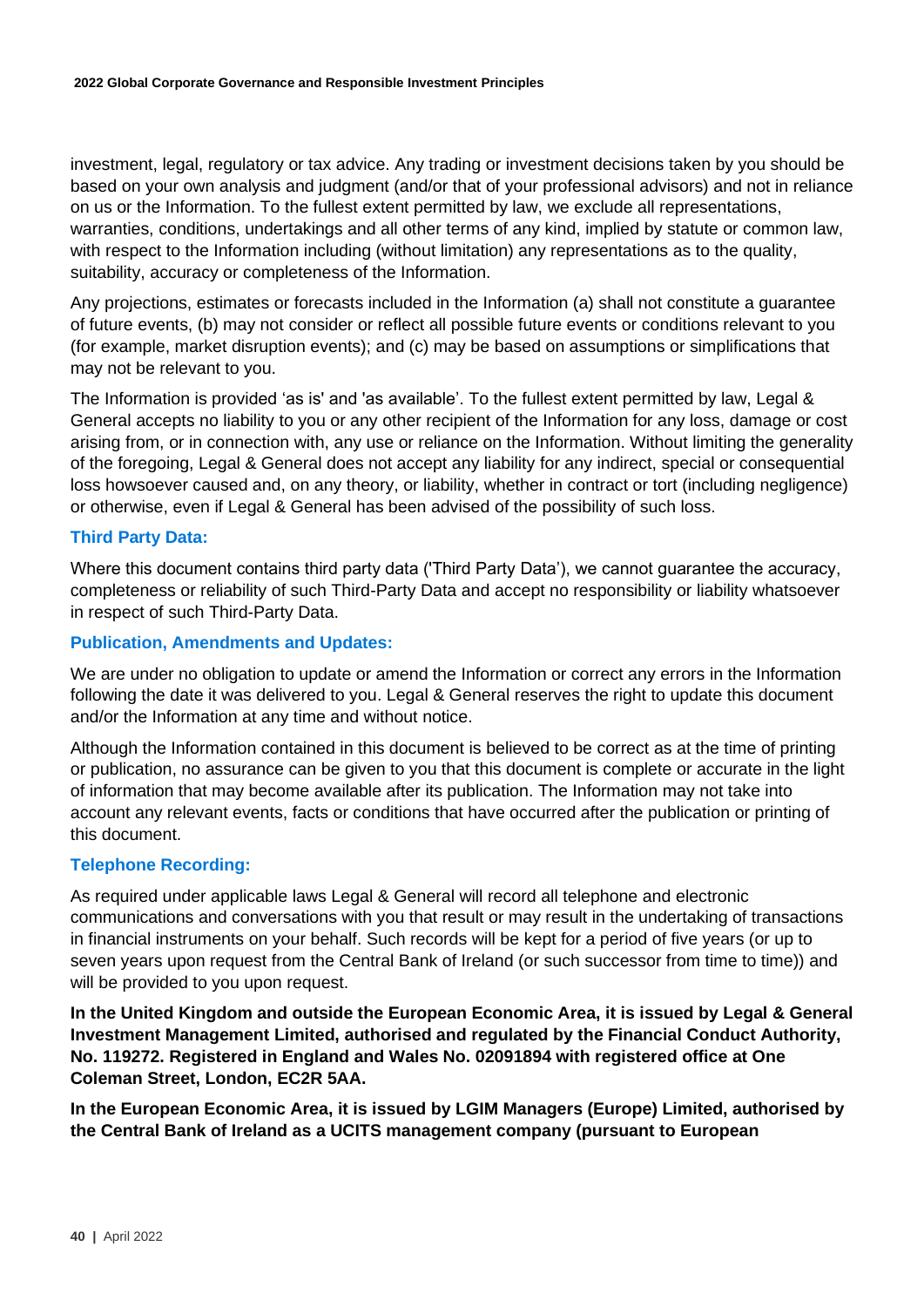investment, legal, regulatory or tax advice. Any trading or investment decisions taken by you should be based on your own analysis and judgment (and/or that of your professional advisors) and not in reliance on us or the Information. To the fullest extent permitted by law, we exclude all representations, warranties, conditions, undertakings and all other terms of any kind, implied by statute or common law, with respect to the Information including (without limitation) any representations as to the quality, suitability, accuracy or completeness of the Information.

Any projections, estimates or forecasts included in the Information (a) shall not constitute a guarantee of future events, (b) may not consider or reflect all possible future events or conditions relevant to you (for example, market disruption events); and (c) may be based on assumptions or simplifications that may not be relevant to you.

The Information is provided 'as is' and 'as available'. To the fullest extent permitted by law, Legal & General accepts no liability to you or any other recipient of the Information for any loss, damage or cost arising from, or in connection with, any use or reliance on the Information. Without limiting the generality of the foregoing, Legal & General does not accept any liability for any indirect, special or consequential loss howsoever caused and, on any theory, or liability, whether in contract or tort (including negligence) or otherwise, even if Legal & General has been advised of the possibility of such loss.

### Third Party Data:

Where this document contains third party data ('Third Party Data'), we cannot guarantee the accuracy, completeness or reliability of such Third-Party Data and accept no responsibility or liability whatsoever in respect of such Third-Party Data.

### Publication, Amendments and Updates:

We are under no obligation to update or amend the Information or correct any errors in the Information following the date it was delivered to you. Legal & General reserves the right to update this document and/or the Information at any time and without notice.

Although the Information contained in this document is believed to be correct as at the time of printing or publication, no assurance can be given to you that this document is complete or accurate in the light of information that may become available after its publication. The Information may not take into account any relevant events, facts or conditions that have occurred after the publication or printing of this document.

### Telephone Recording:

As required under applicable laws Legal & General will record all telephone and electronic communications and conversations with you that result or may result in the undertaking of transactions in financial instruments on your behalf. Such records will be kept for a period of five years (or up to seven years upon request from the Central Bank of Ireland (or such successor from time to time)) and will be provided to you upon request.

**In the United Kingdom and outside the European Economic Area, it is issued by Legal & General Investment Management Limited, authorised and regulated by the Financial Conduct Authority, No. 119272. Registered in England and Wales No. 02091894 with registered office at One Coleman Street, London, EC2R 5AA.**

**In the European Economic Area, it is issued by LGIM Managers (Europe) Limited, authorised by the Central Bank of Ireland as a UCITS management company (pursuant to European**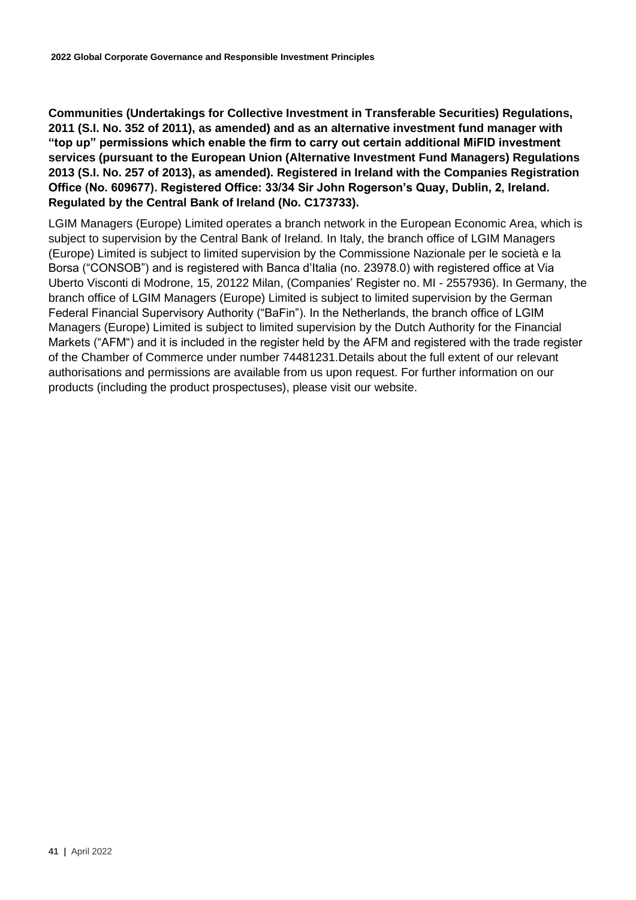**Communities (Undertakings for Collective Investment in Transferable Securities) Regulations, 2011 (S.I. No. 352 of 2011), as amended) and as an alternative investment fund manager with "top up" permissions which enable the firm to carry out certain additional MiFID investment services (pursuant to the European Union (Alternative Investment Fund Managers) Regulations 2013 (S.I. No. 257 of 2013), as amended). Registered in Ireland with the Companies Registration Office (No. 609677). Registered Office: 33/34 Sir John Rogerson's Quay, Dublin, 2, Ireland. Regulated by the Central Bank of Ireland (No. C173733).**

LGIM Managers (Europe) Limited operates a branch network in the European Economic Area, which is subject to supervision by the Central Bank of Ireland. In Italy, the branch office of LGIM Managers (Europe) Limited is subject to limited supervision by the Commissione Nazionale per le società e la Borsa ("CONSOB") and is registered with Banca d'Italia (no. 23978.0) with registered office at Via Uberto Visconti di Modrone, 15, 20122 Milan, (Companies' Register no. MI - 2557936). In Germany, the branch office of LGIM Managers (Europe) Limited is subject to limited supervision by the German Federal Financial Supervisory Authority ("BaFin"). In the Netherlands, the branch office of LGIM Managers (Europe) Limited is subject to limited supervision by the Dutch Authority for the Financial Markets ("AFM") and it is included in the register held by the AFM and registered with the trade register of the Chamber of Commerce under number 74481231.Details about the full extent of our relevant authorisations and permissions are available from us upon request. For further information on our products (including the product prospectuses), please visit our website.